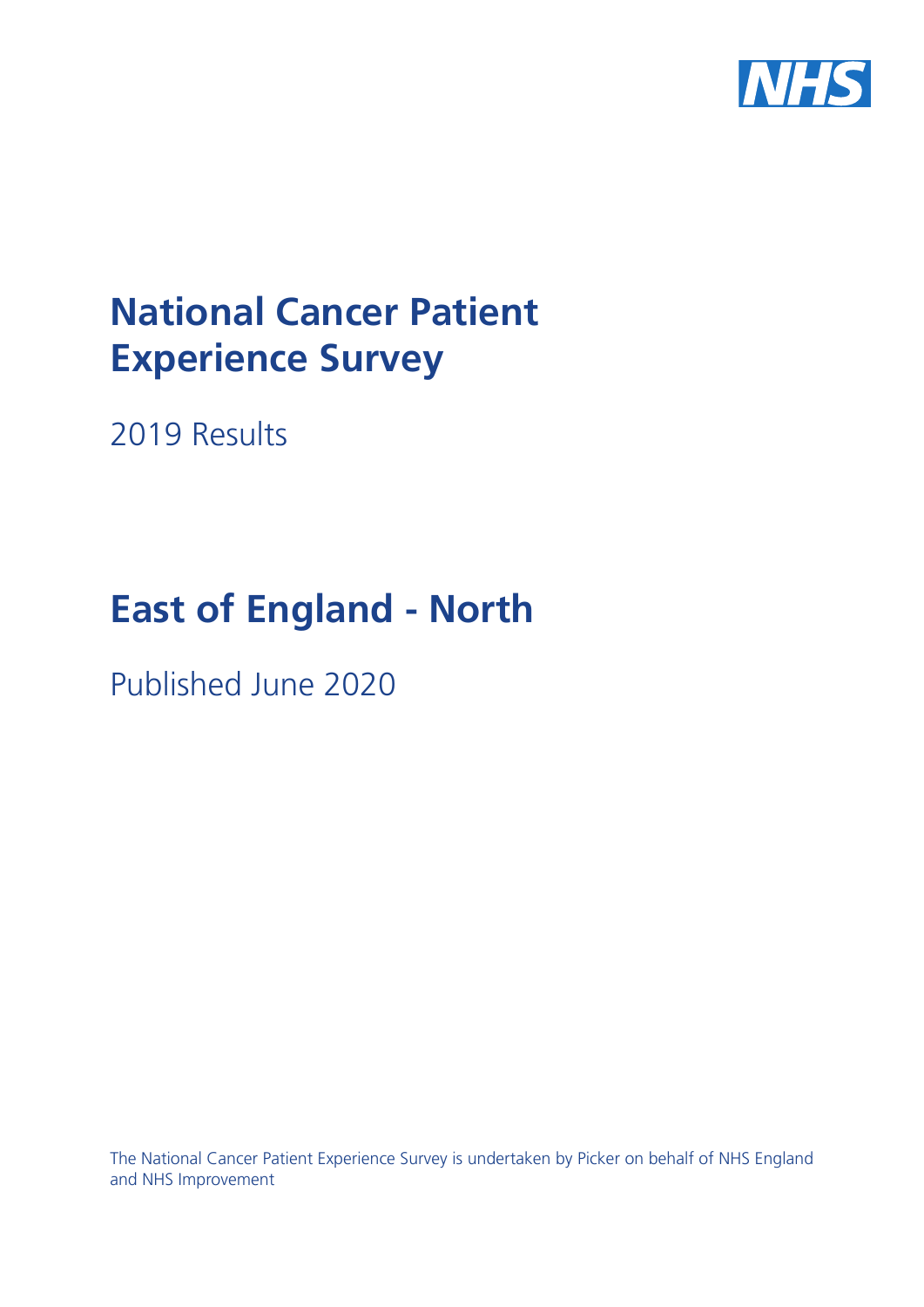NHS

# National Cancer Patient Experience Survey

2019 Results

# East of England - North

Published June 2020

The National Cancer Patient Experience Survey is undertaken by Picker on behalf of NHS England and NHS Improvement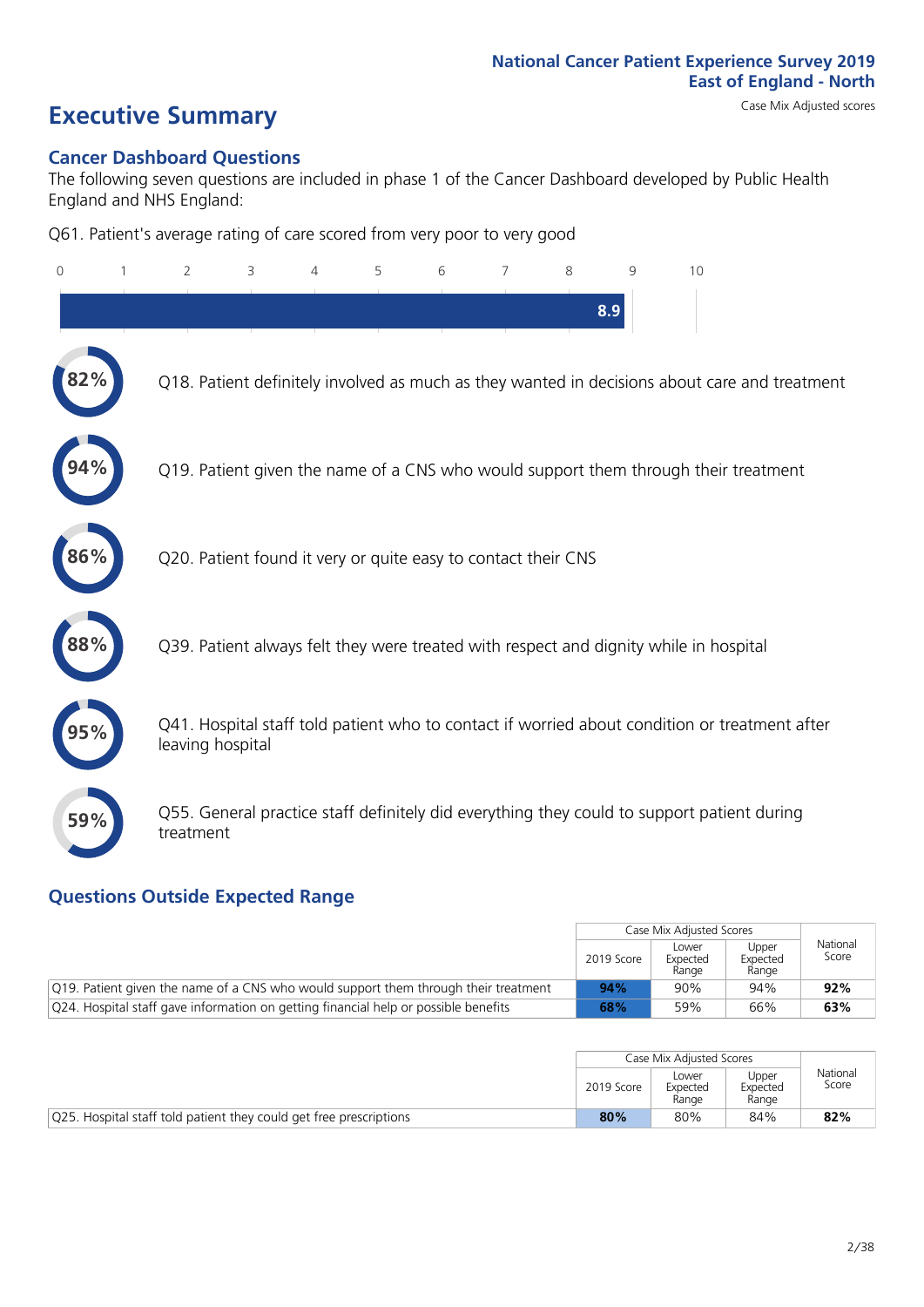National Cancer Patient Experience Survey 2019
East of England - North

# Executive Summary

Case Mix Adjusted scores

## Cancer Dashboard Questions

The following seven questions are included in phase 1 of the Cancer Dashboard developed by Public Health England and NHS England:

Q61. Patient's average rating of care scored from very poor to very good

8.9

- 82% — Q18. Patient definitely involved as much as they wanted in decisions about care and treatment
- 94% — Q19. Patient given the name of a CNS who would support them through their treatment
- 86% — Q20. Patient found it very or quite easy to contact their CNS
- 88% — Q39. Patient always felt they were treated with respect and dignity while in hospital
- 95% — Q41. Hospital staff told patient who to contact if worried about condition or treatment after leaving hospital
- 59% — Q55. General practice staff definitely did everything they could to support patient during treatment

## Questions Outside Expected Range

| | Case Mix Adjusted Scores | | | National Score |
|---|---|---|---|---|
| | 2019 Score | Lower Expected Range | Upper Expected Range | |
| Q19. Patient given the name of a CNS who would support them through their treatment | **94%** | 90% | 94% | **92%** |
| Q24. Hospital staff gave information on getting financial help or possible benefits | **68%** | 59% | 66% | **63%** |

| | Case Mix Adjusted Scores | | | National Score |
|---|---|---|---|---|
| | 2019 Score | Lower Expected Range | Upper Expected Range | |
| Q25. Hospital staff told patient they could get free prescriptions | **80%** | 80% | 84% | **82%** |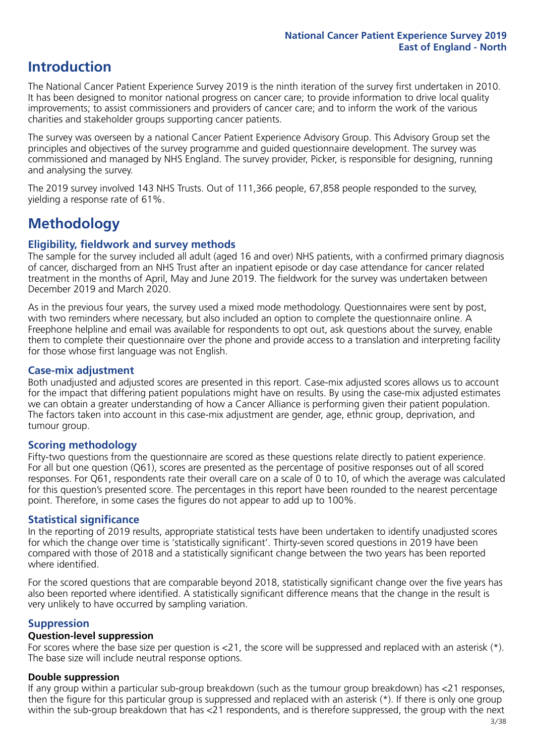# Introduction

The National Cancer Patient Experience Survey 2019 is the ninth iteration of the survey first undertaken in 2010. It has been designed to monitor national progress on cancer care; to provide information to drive local quality improvements; to assist commissioners and providers of cancer care; and to inform the work of the various charities and stakeholder groups supporting cancer patients.

The survey was overseen by a national Cancer Patient Experience Advisory Group. This Advisory Group set the principles and objectives of the survey programme and guided questionnaire development. The survey was commissioned and managed by NHS England. The survey provider, Picker, is responsible for designing, running and analysing the survey.

The 2019 survey involved 143 NHS Trusts. Out of 111,366 people, 67,858 people responded to the survey, yielding a response rate of 61%.

# Methodology

## Eligibility, fieldwork and survey methods

The sample for the survey included all adult (aged 16 and over) NHS patients, with a confirmed primary diagnosis of cancer, discharged from an NHS Trust after an inpatient episode or day case attendance for cancer related treatment in the months of April, May and June 2019. The fieldwork for the survey was undertaken between December 2019 and March 2020.

As in the previous four years, the survey used a mixed mode methodology. Questionnaires were sent by post, with two reminders where necessary, but also included an option to complete the questionnaire online. A Freephone helpline and email was available for respondents to opt out, ask questions about the survey, enable them to complete their questionnaire over the phone and provide access to a translation and interpreting facility for those whose first language was not English.

## Case-mix adjustment

Both unadjusted and adjusted scores are presented in this report. Case-mix adjusted scores allows us to account for the impact that differing patient populations might have on results. By using the case-mix adjusted estimates we can obtain a greater understanding of how a Cancer Alliance is performing given their patient population. The factors taken into account in this case-mix adjustment are gender, age, ethnic group, deprivation, and tumour group.

## Scoring methodology

Fifty-two questions from the questionnaire are scored as these questions relate directly to patient experience. For all but one question (Q61), scores are presented as the percentage of positive responses out of all scored responses. For Q61, respondents rate their overall care on a scale of 0 to 10, of which the average was calculated for this question's presented score. The percentages in this report have been rounded to the nearest percentage point. Therefore, in some cases the figures do not appear to add up to 100%.

## Statistical significance

In the reporting of 2019 results, appropriate statistical tests have been undertaken to identify unadjusted scores for which the change over time is 'statistically significant'. Thirty-seven scored questions in 2019 have been compared with those of 2018 and a statistically significant change between the two years has been reported where identified.

For the scored questions that are comparable beyond 2018, statistically significant change over the five years has also been reported where identified. A statistically significant difference means that the change in the result is very unlikely to have occurred by sampling variation.

## Suppression

### Question-level suppression

For scores where the base size per question is <21, the score will be suppressed and replaced with an asterisk (*). The base size will include neutral response options.

### Double suppression

If any group within a particular sub-group breakdown (such as the tumour group breakdown) has <21 responses, then the figure for this particular group is suppressed and replaced with an asterisk (*). If there is only one group within the sub-group breakdown that has <21 respondents, and is therefore suppressed, the group with the next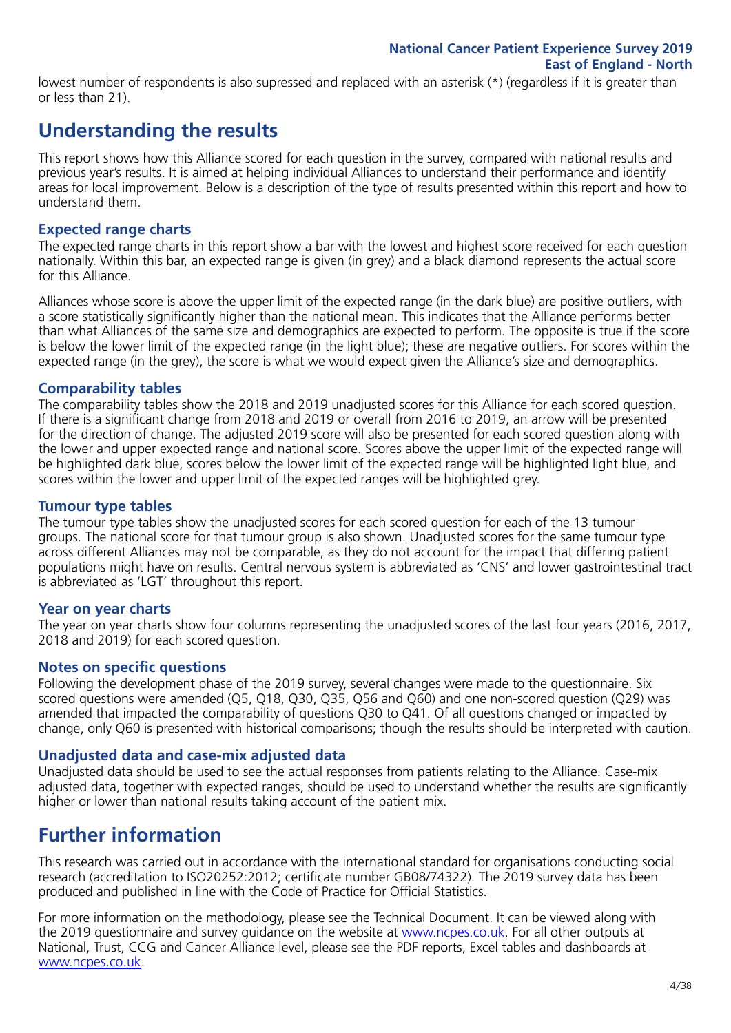lowest number of respondents is also supressed and replaced with an asterisk (*) (regardless if it is greater than or less than 21).

# Understanding the results

This report shows how this Alliance scored for each question in the survey, compared with national results and previous year's results. It is aimed at helping individual Alliances to understand their performance and identify areas for local improvement. Below is a description of the type of results presented within this report and how to understand them.

### Expected range charts

The expected range charts in this report show a bar with the lowest and highest score received for each question nationally. Within this bar, an expected range is given (in grey) and a black diamond represents the actual score for this Alliance.

Alliances whose score is above the upper limit of the expected range (in the dark blue) are positive outliers, with a score statistically significantly higher than the national mean. This indicates that the Alliance performs better than what Alliances of the same size and demographics are expected to perform. The opposite is true if the score is below the lower limit of the expected range (in the light blue); these are negative outliers. For scores within the expected range (in the grey), the score is what we would expect given the Alliance's size and demographics.

### Comparability tables

The comparability tables show the 2018 and 2019 unadjusted scores for this Alliance for each scored question. If there is a significant change from 2018 and 2019 or overall from 2016 to 2019, an arrow will be presented for the direction of change. The adjusted 2019 score will also be presented for each scored question along with the lower and upper expected range and national score. Scores above the upper limit of the expected range will be highlighted dark blue, scores below the lower limit of the expected range will be highlighted light blue, and scores within the lower and upper limit of the expected ranges will be highlighted grey.

### Tumour type tables

The tumour type tables show the unadjusted scores for each scored question for each of the 13 tumour groups. The national score for that tumour group is also shown. Unadjusted scores for the same tumour type across different Alliances may not be comparable, as they do not account for the impact that differing patient populations might have on results. Central nervous system is abbreviated as 'CNS' and lower gastrointestinal tract is abbreviated as 'LGT' throughout this report.

### Year on year charts

The year on year charts show four columns representing the unadjusted scores of the last four years (2016, 2017, 2018 and 2019) for each scored question.

### Notes on specific questions

Following the development phase of the 2019 survey, several changes were made to the questionnaire. Six scored questions were amended (Q5, Q18, Q30, Q35, Q56 and Q60) and one non-scored question (Q29) was amended that impacted the comparability of questions Q30 to Q41. Of all questions changed or impacted by change, only Q60 is presented with historical comparisons; though the results should be interpreted with caution.

### Unadjusted data and case-mix adjusted data

Unadjusted data should be used to see the actual responses from patients relating to the Alliance. Case-mix adjusted data, together with expected ranges, should be used to understand whether the results are significantly higher or lower than national results taking account of the patient mix.

# Further information

This research was carried out in accordance with the international standard for organisations conducting social research (accreditation to ISO20252:2012; certificate number GB08/74322). The 2019 survey data has been produced and published in line with the Code of Practice for Official Statistics.

For more information on the methodology, please see the Technical Document. It can be viewed along with the 2019 questionnaire and survey guidance on the website at www.ncpes.co.uk. For all other outputs at National, Trust, CCG and Cancer Alliance level, please see the PDF reports, Excel tables and dashboards at www.ncpes.co.uk.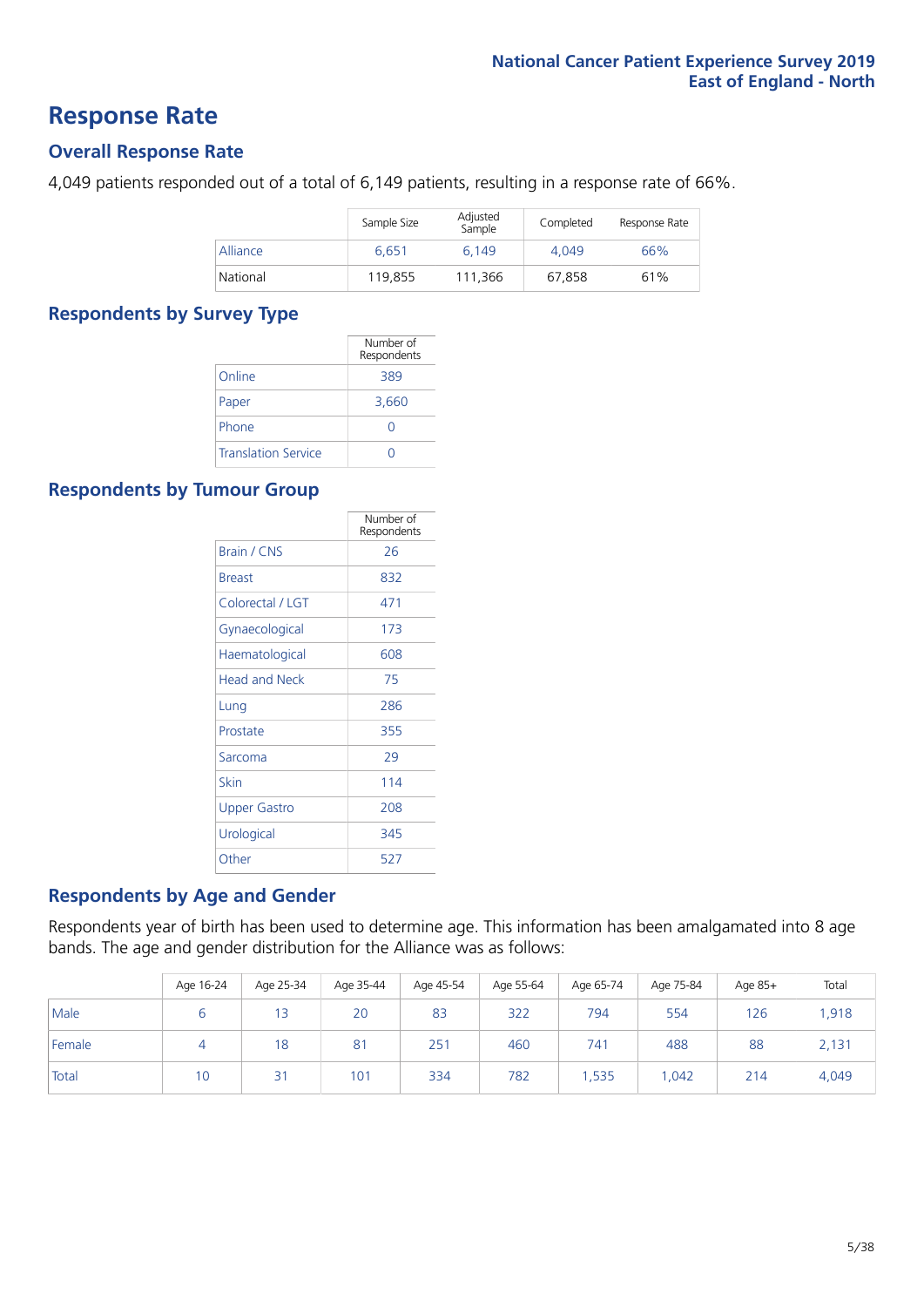# Response Rate

## Overall Response Rate

4,049 patients responded out of a total of 6,149 patients, resulting in a response rate of 66%.

| | Sample Size | Adjusted Sample | Completed | Response Rate |
|---|---|---|---|---|
| Alliance | 6,651 | 6,149 | 4,049 | 66% |
| National | 119,855 | 111,366 | 67,858 | 61% |

## Respondents by Survey Type

| | Number of Respondents |
|---|---|
| Online | 389 |
| Paper | 3,660 |
| Phone | 0 |
| Translation Service | 0 |

## Respondents by Tumour Group

| | Number of Respondents |
|---|---|
| Brain / CNS | 26 |
| Breast | 832 |
| Colorectal / LGT | 471 |
| Gynaecological | 173 |
| Haematological | 608 |
| Head and Neck | 75 |
| Lung | 286 |
| Prostate | 355 |
| Sarcoma | 29 |
| Skin | 114 |
| Upper Gastro | 208 |
| Urological | 345 |
| Other | 527 |

## Respondents by Age and Gender

Respondents year of birth has been used to determine age. This information has been amalgamated into 8 age bands. The age and gender distribution for the Alliance was as follows:

| | Age 16-24 | Age 25-34 | Age 35-44 | Age 45-54 | Age 55-64 | Age 65-74 | Age 75-84 | Age 85+ | Total |
|---|---|---|---|---|---|---|---|---|---|
| Male | 6 | 13 | 20 | 83 | 322 | 794 | 554 | 126 | 1,918 |
| Female | 4 | 18 | 81 | 251 | 460 | 741 | 488 | 88 | 2,131 |
| Total | 10 | 31 | 101 | 334 | 782 | 1,535 | 1,042 | 214 | 4,049 |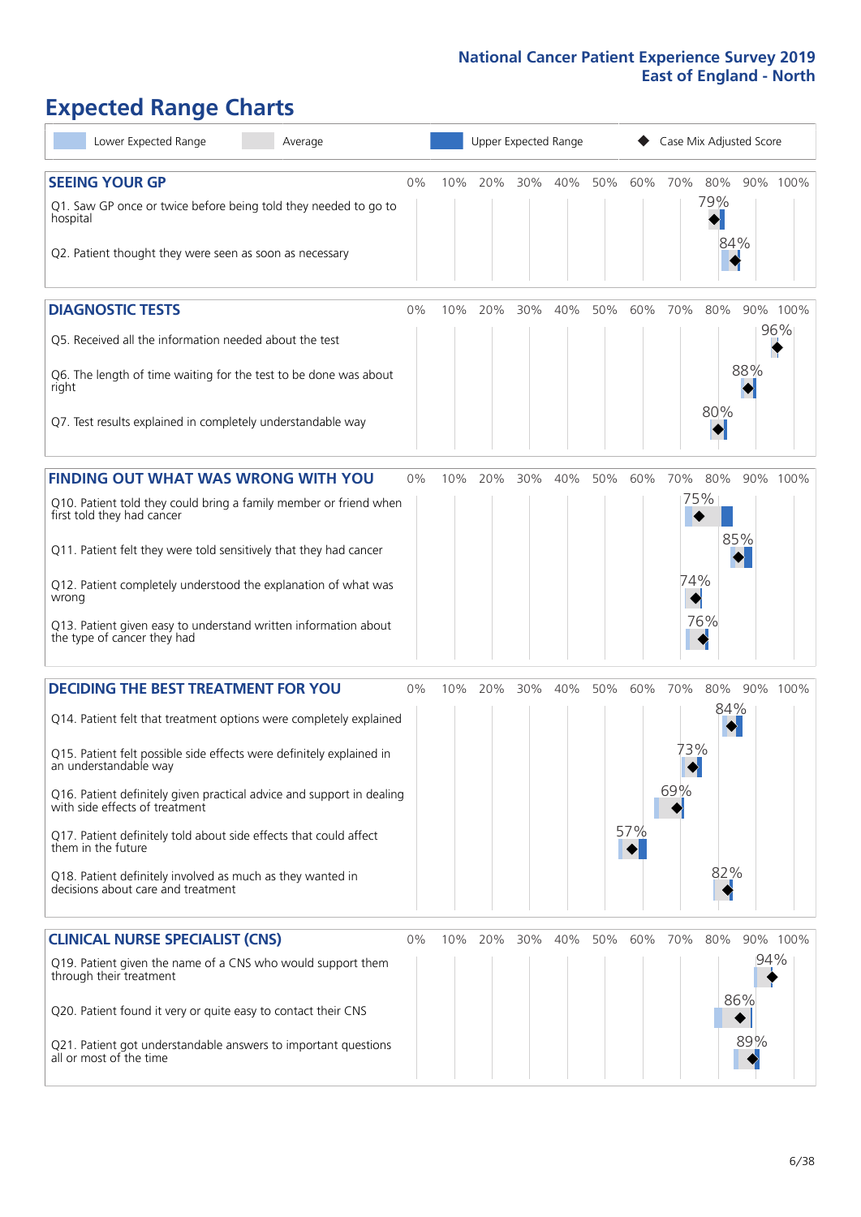# National Cancer Patient Experience Survey 2019
## East of England - North

# Expected Range Charts

Lower Expected Range | Average | Upper Expected Range | Case Mix Adjusted Score

## SEEING YOUR GP

| Question | Score |
|---|---|
| Q1. Saw GP once or twice before being told they needed to go to hospital | 79% |
| Q2. Patient thought they were seen as soon as necessary | 84% |

## DIAGNOSTIC TESTS

| Question | Score |
|---|---|
| Q5. Received all the information needed about the test | 96% |
| Q6. The length of time waiting for the test to be done was about right | 88% |
| Q7. Test results explained in completely understandable way | 80% |

## FINDING OUT WHAT WAS WRONG WITH YOU

| Question | Score |
|---|---|
| Q10. Patient told they could bring a family member or friend when first told they had cancer | 75% |
| Q11. Patient felt they were told sensitively that they had cancer | 85% |
| Q12. Patient completely understood the explanation of what was wrong | 74% |
| Q13. Patient given easy to understand written information about the type of cancer they had | 76% |

## DECIDING THE BEST TREATMENT FOR YOU

| Question | Score |
|---|---|
| Q14. Patient felt that treatment options were completely explained | 84% |
| Q15. Patient felt possible side effects were definitely explained in an understandable way | 73% |
| Q16. Patient definitely given practical advice and support in dealing with side effects of treatment | 69% |
| Q17. Patient definitely told about side effects that could affect them in the future | 57% |
| Q18. Patient definitely involved as much as they wanted in decisions about care and treatment | 82% |

## CLINICAL NURSE SPECIALIST (CNS)

| Question | Score |
|---|---|
| Q19. Patient given the name of a CNS who would support them through their treatment | 94% |
| Q20. Patient found it very or quite easy to contact their CNS | 86% |
| Q21. Patient got understandable answers to important questions all or most of the time | 89% |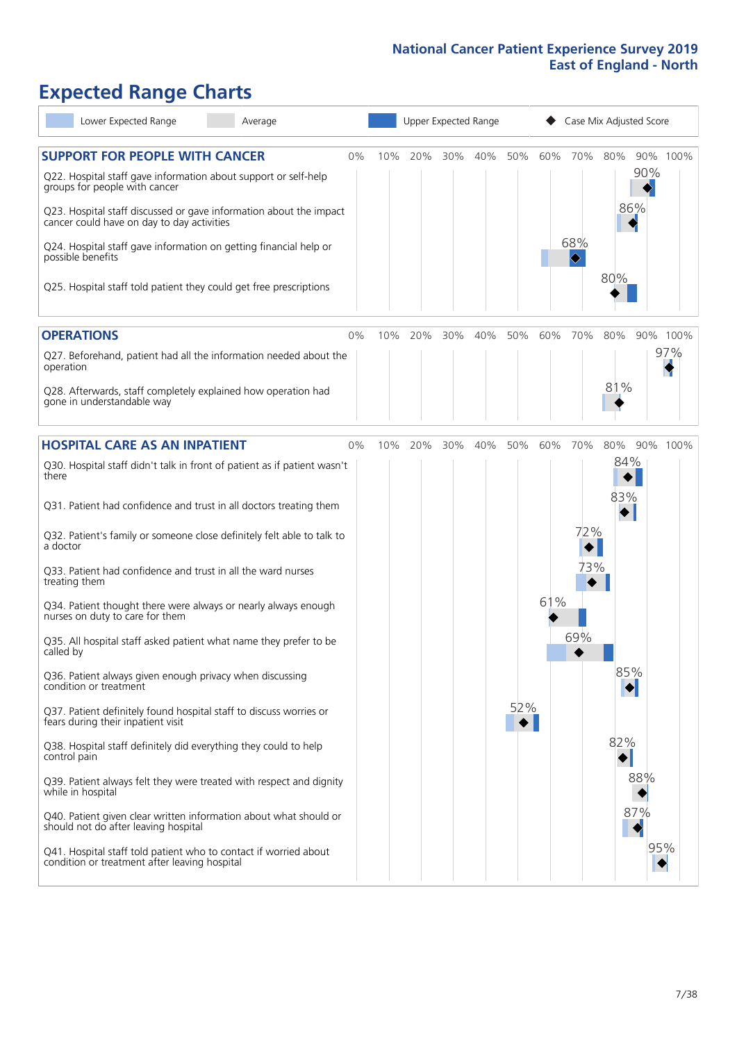# Expected Range Charts

Lower Expected Range | Average | Upper Expected Range | ◆ Case Mix Adjusted Score

## SUPPORT FOR PEOPLE WITH CANCER

| Question | Case Mix Adjusted Score |
| --- | --- |
| Q22. Hospital staff gave information about support or self-help groups for people with cancer | 90% |
| Q23. Hospital staff discussed or gave information about the impact cancer could have on day to day activities | 86% |
| Q24. Hospital staff gave information on getting financial help or possible benefits | 68% |
| Q25. Hospital staff told patient they could get free prescriptions | 80% |

## OPERATIONS

| Question | Case Mix Adjusted Score |
| --- | --- |
| Q27. Beforehand, patient had all the information needed about the operation | 97% |
| Q28. Afterwards, staff completely explained how operation had gone in understandable way | 81% |

## HOSPITAL CARE AS AN INPATIENT

| Question | Case Mix Adjusted Score |
| --- | --- |
| Q30. Hospital staff didn't talk in front of patient as if patient wasn't there | 84% |
| Q31. Patient had confidence and trust in all doctors treating them | 83% |
| Q32. Patient's family or someone close definitely felt able to talk to a doctor | 72% |
| Q33. Patient had confidence and trust in all the ward nurses treating them | 73% |
| Q34. Patient thought there were always or nearly always enough nurses on duty to care for them | 61% |
| Q35. All hospital staff asked patient what name they prefer to be called by | 69% |
| Q36. Patient always given enough privacy when discussing condition or treatment | 85% |
| Q37. Patient definitely found hospital staff to discuss worries or fears during their inpatient visit | 52% |
| Q38. Hospital staff definitely did everything they could to help control pain | 82% |
| Q39. Patient always felt they were treated with respect and dignity while in hospital | 88% |
| Q40. Patient given clear written information about what should or should not do after leaving hospital | 87% |
| Q41. Hospital staff told patient who to contact if worried about condition or treatment after leaving hospital | 95% |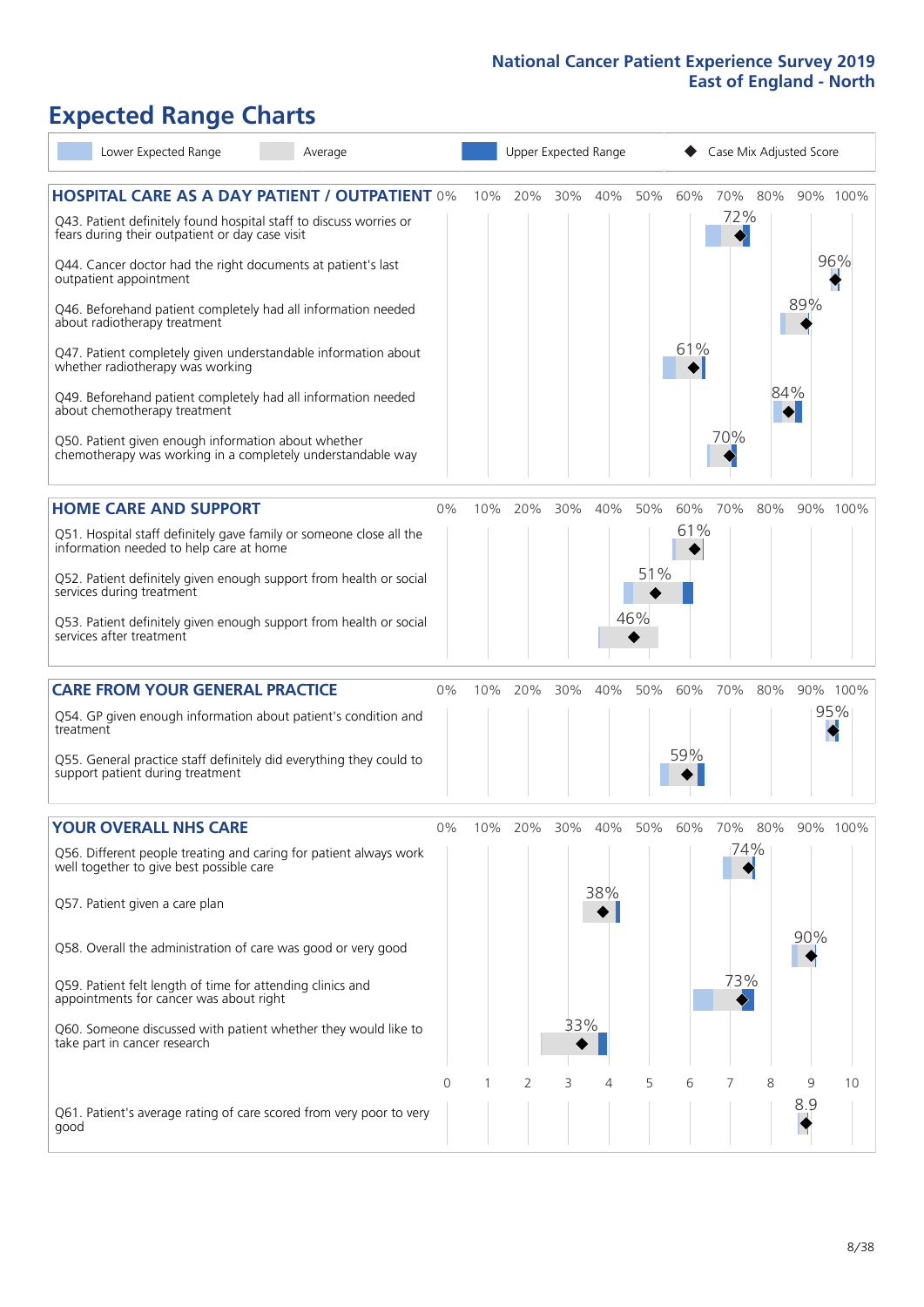# National Cancer Patient Experience Survey 2019
## East of England - North

# Expected Range Charts

Legend: Lower Expected Range | Average | Upper Expected Range | Case Mix Adjusted Score

## HOSPITAL CARE AS A DAY PATIENT / OUTPATIENT

| Question | Case Mix Adjusted Score |
|---|---|
| Q43. Patient definitely found hospital staff to discuss worries or fears during their outpatient or day case visit | 72% |
| Q44. Cancer doctor had the right documents at patient's last outpatient appointment | 96% |
| Q46. Beforehand patient completely had all information needed about radiotherapy treatment | 89% |
| Q47. Patient completely given understandable information about whether radiotherapy treatment was working | 61% |
| Q49. Beforehand patient completely had all information needed about chemotherapy treatment | 84% |
| Q50. Patient given enough information about whether chemotherapy was working in a completely understandable way | 70% |

## HOME CARE AND SUPPORT

| Question | Case Mix Adjusted Score |
|---|---|
| Q51. Hospital staff definitely gave family or someone close all the information needed to help care at home | 61% |
| Q52. Patient definitely given enough support from health or social services during treatment | 51% |
| Q53. Patient definitely given enough support from health or social services after treatment | 46% |

## CARE FROM YOUR GENERAL PRACTICE

| Question | Case Mix Adjusted Score |
|---|---|
| Q54. GP given enough information about patient's condition and treatment | 95% |
| Q55. General practice staff definitely did everything they could to support patient during treatment | 59% |

## YOUR OVERALL NHS CARE

| Question | Case Mix Adjusted Score |
|---|---|
| Q56. Different people treating and caring for patient always work well together to give best possible care | 74% |
| Q57. Patient given a care plan | 38% |
| Q58. Overall the administration of care was good or very good | 90% |
| Q59. Patient felt length of time for attending clinics and appointments for cancer was about right | 73% |
| Q60. Someone discussed with patient whether they would like to take part in cancer research | 33% |
| Q61. Patient's average rating of care scored from very poor to very good (scale 0–10) | 8.9 |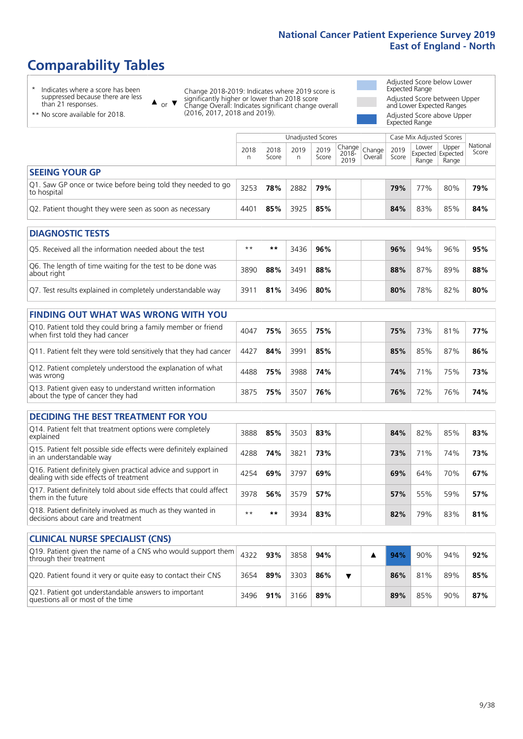# Comparability Tables

\* Indicates where a score has been suppressed because there are less than 21 responses.

\*\* No score available for 2018.

▲ or ▼ Change 2018-2019: Indicates where 2019 score is significantly higher or lower than 2018 score. Change Overall: Indicates significant change overall (2016, 2017, 2018 and 2019).

- Adjusted Score below Lower Expected Range
- Adjusted Score between Upper and Lower Expected Ranges
- Adjusted Score above Upper Expected Range

| | Unadjusted Scores | | | | | | Case Mix Adjusted Scores | | | |
|---|---|---|---|---|---|---|---|---|---|---|
| | 2018 n | 2018 Score | 2019 n | 2019 Score | Change 2018-2019 | Change Overall | 2019 Score | Lower Expected Range | Upper Expected Range | National Score |
| **SEEING YOUR GP** | | | | | | | | | | |
| Q1. Saw GP once or twice before being told they needed to go to hospital | 3253 | **78%** | 2882 | **79%** | | | **79%** | 77% | 80% | **79%** |
| Q2. Patient thought they were seen as soon as necessary | 4401 | **85%** | 3925 | **85%** | | | **84%** | 83% | 85% | **84%** |
| **DIAGNOSTIC TESTS** | | | | | | | | | | |
| Q5. Received all the information needed about the test | ** | ** | 3436 | **96%** | | | **96%** | 94% | 96% | **95%** |
| Q6. The length of time waiting for the test to be done was about right | 3890 | **88%** | 3491 | **88%** | | | **88%** | 87% | 89% | **88%** |
| Q7. Test results explained in completely understandable way | 3911 | **81%** | 3496 | **80%** | | | **80%** | 78% | 82% | **80%** |
| **FINDING OUT WHAT WAS WRONG WITH YOU** | | | | | | | | | | |
| Q10. Patient told they could bring a family member or friend when first told they had cancer | 4047 | **75%** | 3655 | **75%** | | | **75%** | 73% | 81% | **77%** |
| Q11. Patient felt they were told sensitively that they had cancer | 4427 | **84%** | 3991 | **85%** | | | **85%** | 85% | 87% | **86%** |
| Q12. Patient completely understood the explanation of what was wrong | 4488 | **75%** | 3988 | **74%** | | | **74%** | 71% | 75% | **73%** |
| Q13. Patient given easy to understand written information about the type of cancer they had | 3875 | **75%** | 3507 | **76%** | | | **76%** | 72% | 76% | **74%** |
| **DECIDING THE BEST TREATMENT FOR YOU** | | | | | | | | | | |
| Q14. Patient felt that treatment options were completely explained | 3888 | **85%** | 3503 | **83%** | | | **84%** | 82% | 85% | **83%** |
| Q15. Patient felt possible side effects were definitely explained in an understandable way | 4288 | **74%** | 3821 | **73%** | | | **73%** | 71% | 74% | **73%** |
| Q16. Patient definitely given practical advice and support in dealing with side effects of treatment | 4254 | **69%** | 3797 | **69%** | | | **69%** | 64% | 70% | **67%** |
| Q17. Patient definitely told about side effects that could affect them in the future | 3978 | **56%** | 3579 | **57%** | | | **57%** | 55% | 59% | **57%** |
| Q18. Patient definitely involved as much as they wanted in decisions about care and treatment | ** | ** | 3934 | **83%** | | | **82%** | 79% | 83% | **81%** |
| **CLINICAL NURSE SPECIALIST (CNS)** | | | | | | | | | | |
| Q19. Patient given the name of a CNS who would support them through their treatment | 4322 | **93%** | 3858 | **94%** | | ▲ | **94%** | 90% | 94% | **92%** |
| Q20. Patient found it very or quite easy to contact their CNS | 3654 | **89%** | 3303 | **86%** | ▼ | | **86%** | 81% | 89% | **85%** |
| Q21. Patient got understandable answers to important questions all or most of the time | 3496 | **91%** | 3166 | **89%** | | | **89%** | 85% | 90% | **87%** |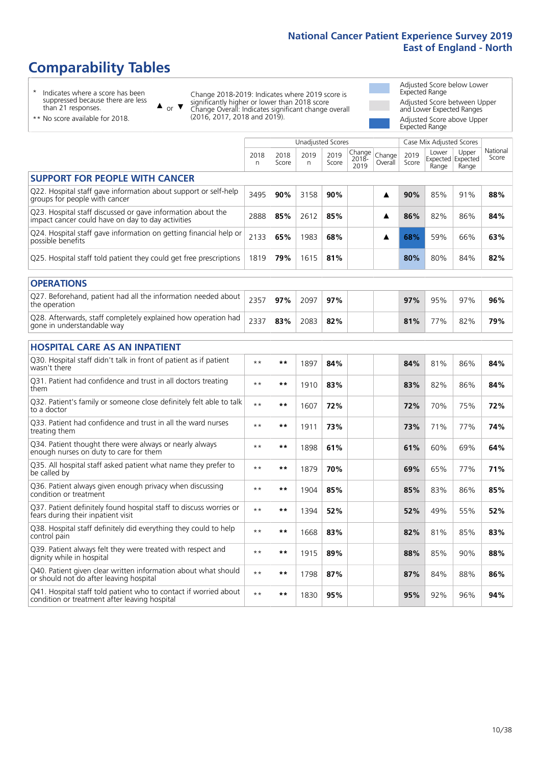# Comparability Tables

\* Indicates where a score has been suppressed because there are less than 21 responses.

\*\* No score available for 2018.

▲ or ▼ Change 2018-2019: Indicates where 2019 score is significantly higher or lower than 2018 score. Change Overall: Indicates significant change overall (2016, 2017, 2018 and 2019).

Adjusted Score below Lower Expected Range

Adjusted Score between Upper and Lower Expected Ranges

Adjusted Score above Upper Expected Range

| | Unadjusted Scores | | | | | | Case Mix Adjusted Scores | | | |
|---|---|---|---|---|---|---|---|---|---|---|
| | 2018 n | 2018 Score | 2019 n | 2019 Score | Change 2018-2019 | Change Overall | 2019 Score | Lower Expected Range | Upper Expected Range | National Score |
| **SUPPORT FOR PEOPLE WITH CANCER** | | | | | | | | | | |
| Q22. Hospital staff gave information about support or self-help groups for people with cancer | 3495 | **90%** | 3158 | **90%** | | ▲ | **90%** | 85% | 91% | **88%** |
| Q23. Hospital staff discussed or gave information about the impact cancer could have on day to day activities | 2888 | **85%** | 2612 | **85%** | | ▲ | **86%** | 82% | 86% | **84%** |
| Q24. Hospital staff gave information on getting financial help or possible benefits | 2133 | **65%** | 1983 | **68%** | | ▲ | **68%** | 59% | 66% | **63%** |
| Q25. Hospital staff told patient they could get free prescriptions | 1819 | **79%** | 1615 | **81%** | | | **80%** | 80% | 84% | **82%** |
| **OPERATIONS** | | | | | | | | | | |
| Q27. Beforehand, patient had all the information needed about the operation | 2357 | **97%** | 2097 | **97%** | | | **97%** | 95% | 97% | **96%** |
| Q28. Afterwards, staff completely explained how operation had gone in understandable way | 2337 | **83%** | 2083 | **82%** | | | **81%** | 77% | 82% | **79%** |
| **HOSPITAL CARE AS AN INPATIENT** | | | | | | | | | | |
| Q30. Hospital staff didn't talk in front of patient as if patient wasn't there | ** | ** | 1897 | **84%** | | | **84%** | 81% | 86% | **84%** |
| Q31. Patient had confidence and trust in all doctors treating them | ** | ** | 1910 | **83%** | | | **83%** | 82% | 86% | **84%** |
| Q32. Patient's family or someone close definitely felt able to talk to a doctor | ** | ** | 1607 | **72%** | | | **72%** | 70% | 75% | **72%** |
| Q33. Patient had confidence and trust in all the ward nurses treating them | ** | ** | 1911 | **73%** | | | **73%** | 71% | 77% | **74%** |
| Q34. Patient thought there were always or nearly always enough nurses on duty to care for them | ** | ** | 1898 | **61%** | | | **61%** | 60% | 69% | **64%** |
| Q35. All hospital staff asked patient what name they prefer to be called by | ** | ** | 1879 | **70%** | | | **69%** | 65% | 77% | **71%** |
| Q36. Patient always given enough privacy when discussing condition or treatment | ** | ** | 1904 | **85%** | | | **85%** | 83% | 86% | **85%** |
| Q37. Patient definitely found hospital staff to discuss worries or fears during their inpatient visit | ** | ** | 1394 | **52%** | | | **52%** | 49% | 55% | **52%** |
| Q38. Hospital staff definitely did everything they could to help control pain | ** | ** | 1668 | **83%** | | | **82%** | 81% | 85% | **83%** |
| Q39. Patient always felt they were treated with respect and dignity while in hospital | ** | ** | 1915 | **89%** | | | **88%** | 85% | 90% | **88%** |
| Q40. Patient given clear written information about what should or should not do after leaving hospital | ** | ** | 1798 | **87%** | | | **87%** | 84% | 88% | **86%** |
| Q41. Hospital staff told patient who to contact if worried about condition or treatment after leaving hospital | ** | ** | 1830 | **95%** | | | **95%** | 92% | 96% | **94%** |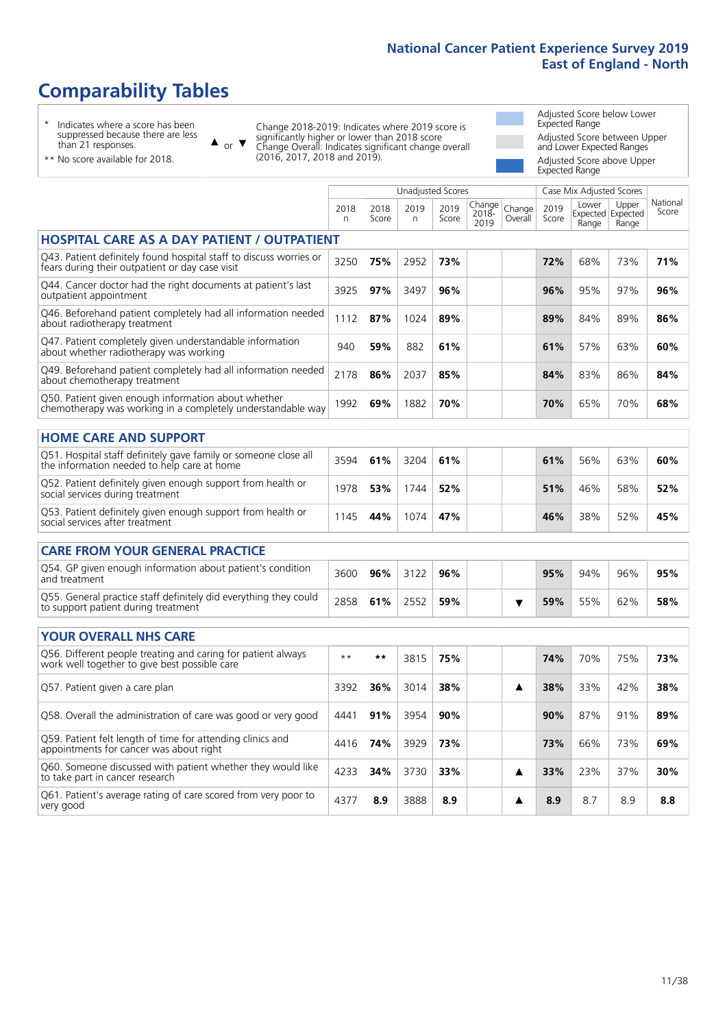# Comparability Tables

\* Indicates where a score has been suppressed because there are less than 21 responses.

\*\* No score available for 2018.

▲ or ▼ Change 2018-2019: Indicates where 2019 score is significantly higher or lower than 2018 score. Change Overall: Indicates significant change overall (2016, 2017, 2018 and 2019).

Adjusted Score below Lower Expected Range

Adjusted Score between Upper and Lower Expected Ranges

Adjusted Score above Upper Expected Range

| | Unadjusted Scores | | | | | | Case Mix Adjusted Scores | | | |
|---|---|---|---|---|---|---|---|---|---|---|
| | 2018 n | 2018 Score | 2019 n | 2019 Score | Change 2018-2019 | Change Overall | 2019 Score | Lower Expected Range | Upper Expected Range | National Score |
| **HOSPITAL CARE AS A DAY PATIENT / OUTPATIENT** | | | | | | | | | | |
| Q43. Patient definitely found hospital staff to discuss worries or fears during their outpatient or day case visit | 3250 | **75%** | 2952 | **73%** | | | **72%** | 68% | 73% | **71%** |
| Q44. Cancer doctor had the right documents at patient's last outpatient appointment | 3925 | **97%** | 3497 | **96%** | | | **96%** | 95% | 97% | **96%** |
| Q46. Beforehand patient completely had all information needed about radiotherapy treatment | 1112 | **87%** | 1024 | **89%** | | | **89%** | 84% | 89% | **86%** |
| Q47. Patient completely given understandable information about whether radiotherapy was working | 940 | **59%** | 882 | **61%** | | | **61%** | 57% | 63% | **60%** |
| Q49. Beforehand patient completely had all information needed about chemotherapy treatment | 2178 | **86%** | 2037 | **85%** | | | **84%** | 83% | 86% | **84%** |
| Q50. Patient given enough information about whether chemotherapy was working in a completely understandable way | 1992 | **69%** | 1882 | **70%** | | | **70%** | 65% | 70% | **68%** |
| **HOME CARE AND SUPPORT** | | | | | | | | | | |
| Q51. Hospital staff definitely gave family or someone close all the information needed to help care at home | 3594 | **61%** | 3204 | **61%** | | | **61%** | 56% | 63% | **60%** |
| Q52. Patient definitely given enough support from health or social services during treatment | 1978 | **53%** | 1744 | **52%** | | | **51%** | 46% | 58% | **52%** |
| Q53. Patient definitely given enough support from health or social services after treatment | 1145 | **44%** | 1074 | **47%** | | | **46%** | 38% | 52% | **45%** |
| **CARE FROM YOUR GENERAL PRACTICE** | | | | | | | | | | |
| Q54. GP given enough information about patient's condition and treatment | 3600 | **96%** | 3122 | **96%** | | | **95%** | 94% | 96% | **95%** |
| Q55. General practice staff definitely did everything they could to support patient during treatment | 2858 | **61%** | 2552 | **59%** | | ▼ | **59%** | 55% | 62% | **58%** |
| **YOUR OVERALL NHS CARE** | | | | | | | | | | |
| Q56. Different people treating and caring for patient always work well together to give best possible care | ** | ** | 3815 | **75%** | | | **74%** | 70% | 75% | **73%** |
| Q57. Patient given a care plan | 3392 | **36%** | 3014 | **38%** | | ▲ | **38%** | 33% | 42% | **38%** |
| Q58. Overall the administration of care was good or very good | 4441 | **91%** | 3954 | **90%** | | | **90%** | 87% | 91% | **89%** |
| Q59. Patient felt length of time for attending clinics and appointments for cancer was about right | 4416 | **74%** | 3929 | **73%** | | | **73%** | 66% | 73% | **69%** |
| Q60. Someone discussed with patient whether they would like to take part in cancer research | 4233 | **34%** | 3730 | **33%** | | ▲ | **33%** | 23% | 37% | **30%** |
| Q61. Patient's average rating of care scored from very poor to very good | 4377 | **8.9** | 3888 | **8.9** | | ▲ | **8.9** | 8.7 | 8.9 | **8.8** |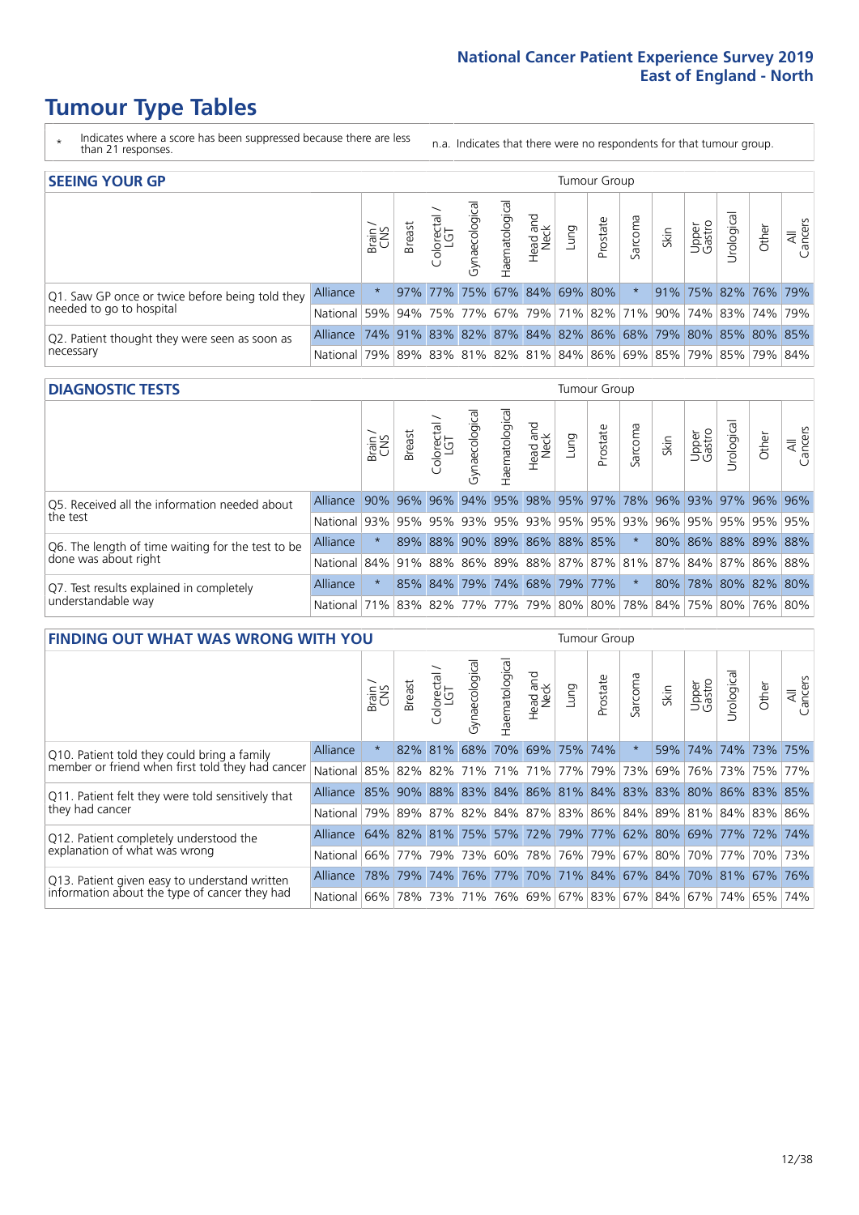# Tumour Type Tables

\* Indicates where a score has been suppressed because there are less than 21 responses.

n.a. Indicates that there were no respondents for that tumour group.

## SEEING YOUR GP

| | | Brain / CNS | Breast | Colorectal / LGT | Gynaecological | Haematological | Head and Neck | Lung | Prostate | Sarcoma | Skin | Upper Gastro | Urological | Other | All Cancers |
|---|---|---|---|---|---|---|---|---|---|---|---|---|---|---|---|
| Q1. Saw GP once or twice before being told they needed to go to hospital | Alliance | * | 97% | 77% | 75% | 67% | 84% | 69% | 80% | * | 91% | 75% | 82% | 76% | 79% |
| | National | 59% | 94% | 75% | 77% | 67% | 79% | 71% | 82% | 71% | 90% | 74% | 83% | 74% | 79% |
| Q2. Patient thought they were seen as soon as necessary | Alliance | 74% | 91% | 83% | 82% | 87% | 84% | 82% | 86% | 68% | 79% | 80% | 85% | 80% | 85% |
| | National | 79% | 89% | 83% | 81% | 82% | 81% | 84% | 86% | 69% | 85% | 79% | 85% | 79% | 84% |

## DIAGNOSTIC TESTS

| | | Brain / CNS | Breast | Colorectal / LGT | Gynaecological | Haematological | Head and Neck | Lung | Prostate | Sarcoma | Skin | Upper Gastro | Urological | Other | All Cancers |
|---|---|---|---|---|---|---|---|---|---|---|---|---|---|---|---|
| Q5. Received all the information needed about the test | Alliance | 90% | 96% | 96% | 94% | 95% | 98% | 95% | 97% | 78% | 96% | 93% | 97% | 96% | 96% |
| | National | 93% | 95% | 95% | 93% | 95% | 93% | 95% | 95% | 93% | 96% | 95% | 95% | 95% | 95% |
| Q6. The length of time waiting for the test to be done was about right | Alliance | * | 89% | 88% | 90% | 89% | 86% | 88% | 85% | * | 80% | 86% | 88% | 89% | 88% |
| | National | 84% | 91% | 88% | 86% | 89% | 88% | 87% | 87% | 81% | 87% | 84% | 87% | 86% | 88% |
| Q7. Test results explained in completely understandable way | Alliance | * | 85% | 84% | 79% | 74% | 68% | 79% | 77% | * | 80% | 78% | 80% | 82% | 80% |
| | National | 71% | 83% | 82% | 77% | 77% | 79% | 80% | 80% | 78% | 84% | 75% | 80% | 76% | 80% |

## FINDING OUT WHAT WAS WRONG WITH YOU

| | | Brain / CNS | Breast | Colorectal / LGT | Gynaecological | Haematological | Head and Neck | Lung | Prostate | Sarcoma | Skin | Upper Gastro | Urological | Other | All Cancers |
|---|---|---|---|---|---|---|---|---|---|---|---|---|---|---|---|
| Q10. Patient told they could bring a family member or friend when first told they had cancer | Alliance | * | 82% | 81% | 68% | 70% | 69% | 75% | 74% | * | 59% | 74% | 74% | 73% | 75% |
| | National | 85% | 82% | 82% | 71% | 71% | 71% | 77% | 79% | 73% | 69% | 76% | 73% | 75% | 77% |
| Q11. Patient felt they were told sensitively that they had cancer | Alliance | 85% | 90% | 88% | 83% | 84% | 86% | 81% | 84% | 83% | 83% | 80% | 86% | 83% | 85% |
| | National | 79% | 89% | 87% | 82% | 84% | 87% | 83% | 86% | 84% | 89% | 81% | 84% | 83% | 86% |
| Q12. Patient completely understood the explanation of what was wrong | Alliance | 64% | 82% | 81% | 75% | 57% | 72% | 79% | 77% | 62% | 80% | 69% | 77% | 72% | 74% |
| | National | 66% | 77% | 79% | 73% | 60% | 78% | 76% | 79% | 67% | 80% | 70% | 77% | 70% | 73% |
| Q13. Patient given easy to understand written information about the type of cancer they had | Alliance | 78% | 79% | 74% | 76% | 77% | 70% | 71% | 84% | 67% | 84% | 70% | 81% | 67% | 76% |
| | National | 66% | 78% | 73% | 71% | 76% | 69% | 67% | 83% | 67% | 84% | 67% | 74% | 65% | 74% |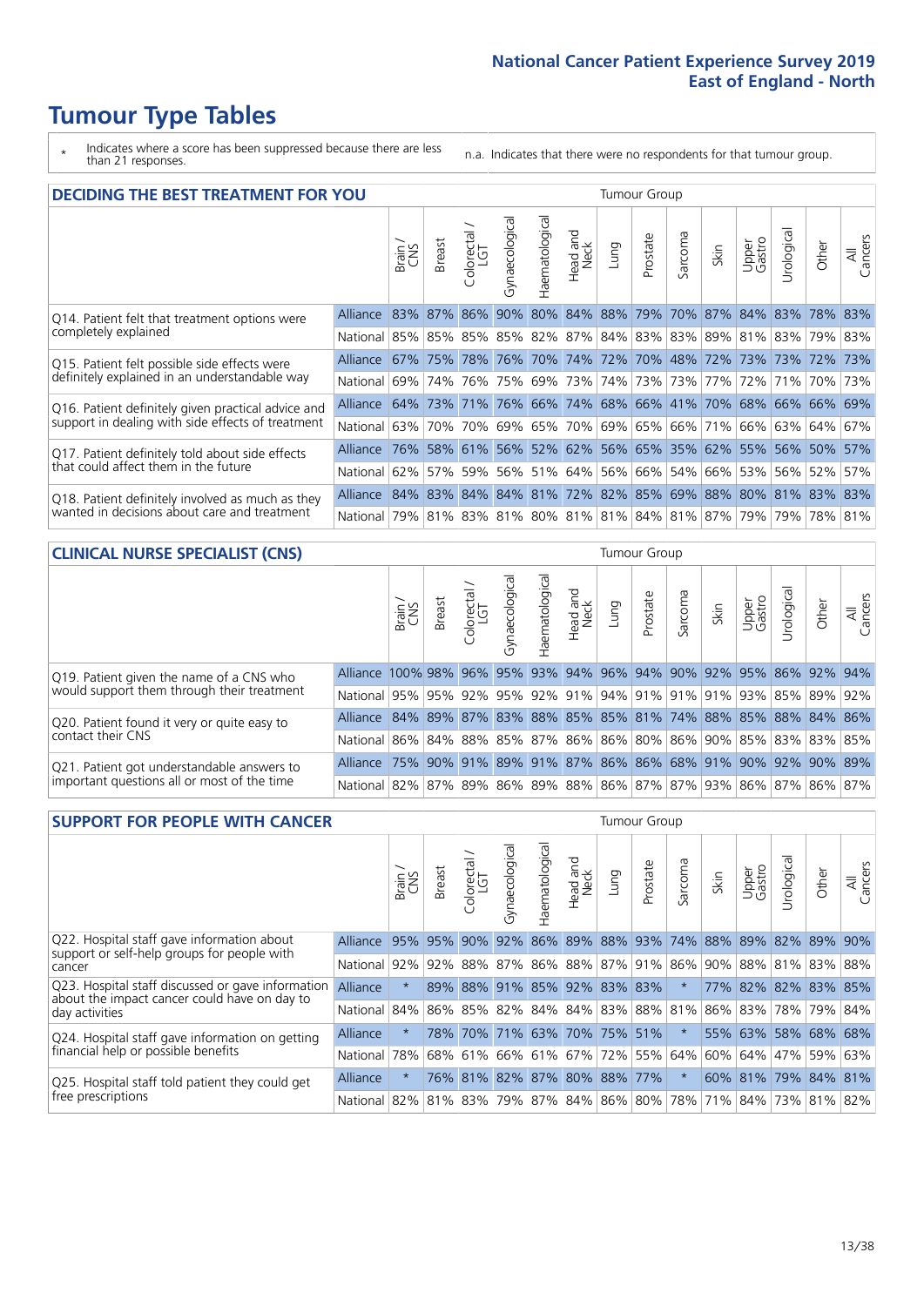# Tumour Type Tables

\* Indicates where a score has been suppressed because there are less than 21 responses.

n.a. Indicates that there were no respondents for that tumour group.

## DECIDING THE BEST TREATMENT FOR YOU

| | | Brain / CNS | Breast | Colorectal / LGT | Gynaecological | Haematological | Head and Neck | Lung | Prostate | Sarcoma | Skin | Upper Gastro | Urological | Other | All Cancers |
|---|---|---|---|---|---|---|---|---|---|---|---|---|---|---|---|
| Q14. Patient felt that treatment options were completely explained | Alliance | 83% | 87% | 86% | 90% | 80% | 84% | 88% | 79% | 70% | 87% | 84% | 83% | 78% | 83% |
| | National | 85% | 85% | 85% | 85% | 82% | 87% | 84% | 83% | 83% | 89% | 81% | 83% | 79% | 83% |
| Q15. Patient felt possible side effects were definitely explained in an understandable way | Alliance | 67% | 75% | 78% | 76% | 70% | 74% | 72% | 70% | 48% | 72% | 73% | 73% | 72% | 73% |
| | National | 69% | 74% | 76% | 75% | 69% | 73% | 74% | 73% | 73% | 77% | 72% | 71% | 70% | 73% |
| Q16. Patient definitely given practical advice and support in dealing with side effects of treatment | Alliance | 64% | 73% | 71% | 76% | 66% | 74% | 68% | 66% | 41% | 70% | 68% | 66% | 66% | 69% |
| | National | 63% | 70% | 70% | 69% | 65% | 70% | 69% | 65% | 66% | 71% | 66% | 63% | 64% | 67% |
| Q17. Patient definitely told about side effects that could affect them in the future | Alliance | 76% | 58% | 61% | 56% | 52% | 62% | 56% | 65% | 35% | 62% | 55% | 56% | 50% | 57% |
| | National | 62% | 57% | 59% | 56% | 51% | 64% | 56% | 66% | 54% | 66% | 53% | 56% | 52% | 57% |
| Q18. Patient definitely involved as much as they wanted in decisions about care and treatment | Alliance | 84% | 83% | 84% | 84% | 81% | 72% | 82% | 85% | 69% | 88% | 80% | 81% | 83% | 83% |
| | National | 79% | 81% | 83% | 81% | 80% | 81% | 81% | 84% | 81% | 87% | 79% | 79% | 78% | 81% |

## CLINICAL NURSE SPECIALIST (CNS)

| | | Brain / CNS | Breast | Colorectal / LGT | Gynaecological | Haematological | Head and Neck | Lung | Prostate | Sarcoma | Skin | Upper Gastro | Urological | Other | All Cancers |
|---|---|---|---|---|---|---|---|---|---|---|---|---|---|---|---|
| Q19. Patient given the name of a CNS who would support them through their treatment | Alliance | 100% | 98% | 96% | 95% | 93% | 94% | 96% | 94% | 90% | 92% | 95% | 86% | 92% | 94% |
| | National | 95% | 95% | 92% | 95% | 92% | 91% | 94% | 91% | 91% | 91% | 93% | 85% | 89% | 92% |
| Q20. Patient found it very or quite easy to contact their CNS | Alliance | 84% | 89% | 87% | 83% | 88% | 85% | 85% | 81% | 74% | 88% | 85% | 88% | 84% | 86% |
| | National | 86% | 84% | 88% | 85% | 87% | 86% | 86% | 80% | 86% | 90% | 85% | 83% | 83% | 85% |
| Q21. Patient got understandable answers to important questions all or most of the time | Alliance | 75% | 90% | 91% | 89% | 91% | 87% | 86% | 86% | 68% | 91% | 90% | 92% | 90% | 89% |
| | National | 82% | 87% | 89% | 86% | 89% | 88% | 86% | 87% | 87% | 93% | 86% | 87% | 86% | 87% |

## SUPPORT FOR PEOPLE WITH CANCER

| | | Brain / CNS | Breast | Colorectal / LGT | Gynaecological | Haematological | Head and Neck | Lung | Prostate | Sarcoma | Skin | Upper Gastro | Urological | Other | All Cancers |
|---|---|---|---|---|---|---|---|---|---|---|---|---|---|---|---|
| Q22. Hospital staff gave information about support or self-help groups for people with cancer | Alliance | 95% | 95% | 90% | 92% | 86% | 89% | 88% | 93% | 74% | 88% | 89% | 82% | 89% | 90% |
| | National | 92% | 92% | 88% | 87% | 86% | 88% | 87% | 91% | 86% | 90% | 88% | 81% | 83% | 88% |
| Q23. Hospital staff discussed or gave information about the impact cancer could have on day to day activities | Alliance | * | 89% | 88% | 91% | 85% | 92% | 83% | 83% | * | 77% | 82% | 82% | 83% | 85% |
| | National | 84% | 86% | 85% | 82% | 84% | 84% | 83% | 88% | 81% | 86% | 83% | 78% | 79% | 84% |
| Q24. Hospital staff gave information on getting financial help or possible benefits | Alliance | * | 78% | 70% | 71% | 63% | 70% | 75% | 51% | * | 55% | 63% | 58% | 68% | 68% |
| | National | 78% | 68% | 61% | 66% | 61% | 67% | 72% | 55% | 64% | 60% | 64% | 47% | 59% | 63% |
| Q25. Hospital staff told patient they could get free prescriptions | Alliance | * | 76% | 81% | 82% | 87% | 80% | 88% | 77% | * | 60% | 81% | 79% | 84% | 81% |
| | National | 82% | 81% | 83% | 79% | 87% | 84% | 86% | 80% | 78% | 71% | 84% | 73% | 81% | 82% |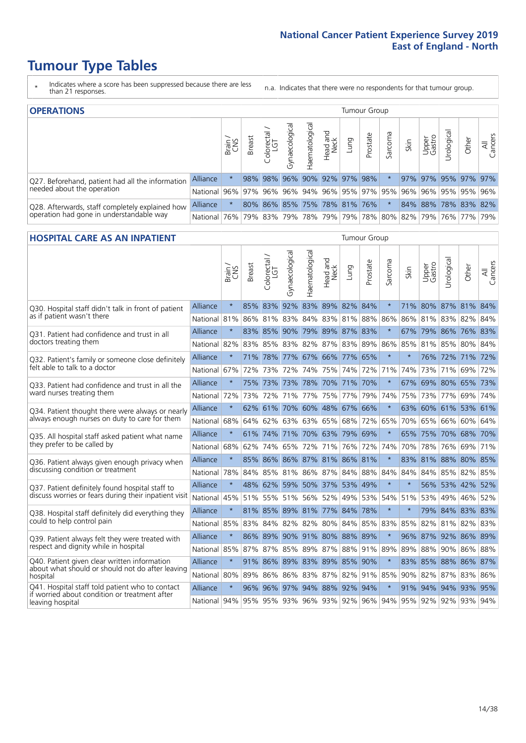# Tumour Type Tables

\* Indicates where a score has been suppressed because there are less than 21 responses.

n.a. Indicates that there were no respondents for that tumour group.

## OPERATIONS

| | | Brain / CNS | Breast | Colorectal / LGT | Gynaecological | Haematological | Head and Neck | Lung | Prostate | Sarcoma | Skin | Upper Gastro | Urological | Other | All Cancers |
|---|---|---|---|---|---|---|---|---|---|---|---|---|---|---|---|
| Q27. Beforehand, patient had all the information needed about the operation | Alliance | * | 98% | 98% | 96% | 90% | 92% | 97% | 98% | * | 97% | 97% | 95% | 97% | 97% |
| | National | 96% | 97% | 96% | 96% | 94% | 96% | 95% | 97% | 95% | 96% | 96% | 95% | 95% | 96% |
| Q28. Afterwards, staff completely explained how operation had gone in understandable way | Alliance | * | 80% | 86% | 85% | 75% | 78% | 81% | 76% | * | 84% | 88% | 78% | 83% | 82% |
| | National | 76% | 79% | 83% | 79% | 78% | 79% | 79% | 78% | 80% | 82% | 79% | 76% | 77% | 79% |

## HOSPITAL CARE AS AN INPATIENT

| | | Brain / CNS | Breast | Colorectal / LGT | Gynaecological | Haematological | Head and Neck | Lung | Prostate | Sarcoma | Skin | Upper Gastro | Urological | Other | All Cancers |
|---|---|---|---|---|---|---|---|---|---|---|---|---|---|---|---|
| Q30. Hospital staff didn't talk in front of patient as if patient wasn't there | Alliance | * | 85% | 83% | 92% | 83% | 89% | 82% | 84% | * | 71% | 80% | 87% | 81% | 84% |
| | National | 81% | 86% | 81% | 83% | 84% | 83% | 81% | 88% | 86% | 86% | 81% | 83% | 82% | 84% |
| Q31. Patient had confidence and trust in all doctors treating them | Alliance | * | 83% | 85% | 90% | 79% | 89% | 87% | 83% | * | 67% | 79% | 86% | 76% | 83% |
| | National | 82% | 83% | 85% | 83% | 82% | 87% | 83% | 89% | 86% | 85% | 81% | 85% | 80% | 84% |
| Q32. Patient's family or someone close definitely felt able to talk to a doctor | Alliance | * | 71% | 78% | 77% | 67% | 66% | 77% | 65% | * | * | 76% | 72% | 71% | 72% |
| | National | 67% | 72% | 73% | 72% | 74% | 75% | 74% | 72% | 71% | 74% | 73% | 71% | 69% | 72% |
| Q33. Patient had confidence and trust in all the ward nurses treating them | Alliance | * | 75% | 73% | 73% | 78% | 70% | 71% | 70% | * | 67% | 69% | 80% | 65% | 73% |
| | National | 72% | 73% | 72% | 71% | 77% | 75% | 77% | 79% | 74% | 75% | 73% | 77% | 69% | 74% |
| Q34. Patient thought there were always or nearly always enough nurses on duty to care for them | Alliance | * | 62% | 61% | 70% | 60% | 48% | 67% | 66% | * | 63% | 60% | 61% | 53% | 61% |
| | National | 68% | 64% | 62% | 63% | 63% | 65% | 68% | 72% | 65% | 70% | 65% | 66% | 60% | 64% |
| Q35. All hospital staff asked patient what name they prefer to be called by | Alliance | * | 61% | 74% | 71% | 70% | 63% | 79% | 69% | * | 65% | 75% | 70% | 68% | 70% |
| | National | 68% | 62% | 74% | 65% | 72% | 71% | 76% | 72% | 74% | 70% | 78% | 76% | 69% | 71% |
| Q36. Patient always given enough privacy when discussing condition or treatment | Alliance | * | 85% | 86% | 86% | 87% | 81% | 86% | 81% | * | 83% | 81% | 88% | 80% | 85% |
| | National | 78% | 84% | 85% | 81% | 86% | 87% | 84% | 88% | 84% | 84% | 84% | 85% | 82% | 85% |
| Q37. Patient definitely found hospital staff to discuss worries or fears during their inpatient visit | Alliance | * | 48% | 62% | 59% | 50% | 37% | 53% | 49% | * | * | 56% | 53% | 42% | 52% |
| | National | 45% | 51% | 55% | 51% | 56% | 52% | 49% | 53% | 54% | 51% | 53% | 49% | 46% | 52% |
| Q38. Hospital staff definitely did everything they could to help control pain | Alliance | * | 81% | 85% | 89% | 81% | 77% | 84% | 78% | * | * | 79% | 84% | 83% | 83% |
| | National | 85% | 83% | 84% | 82% | 82% | 80% | 84% | 85% | 83% | 85% | 82% | 81% | 82% | 83% |
| Q39. Patient always felt they were treated with respect and dignity while in hospital | Alliance | * | 86% | 89% | 90% | 91% | 80% | 88% | 89% | * | 96% | 87% | 92% | 86% | 89% |
| | National | 85% | 87% | 87% | 85% | 89% | 87% | 88% | 91% | 89% | 89% | 88% | 90% | 86% | 88% |
| Q40. Patient given clear written information about what should or should not do after leaving hospital | Alliance | * | 91% | 86% | 89% | 83% | 89% | 85% | 90% | * | 83% | 85% | 88% | 86% | 87% |
| | National | 80% | 89% | 86% | 86% | 83% | 87% | 82% | 91% | 85% | 90% | 82% | 87% | 83% | 86% |
| Q41. Hospital staff told patient who to contact if worried about condition or treatment after leaving hospital | Alliance | * | 96% | 96% | 97% | 94% | 88% | 92% | 94% | * | 91% | 94% | 94% | 93% | 95% |
| | National | 94% | 95% | 95% | 93% | 96% | 93% | 92% | 96% | 94% | 95% | 92% | 92% | 93% | 94% |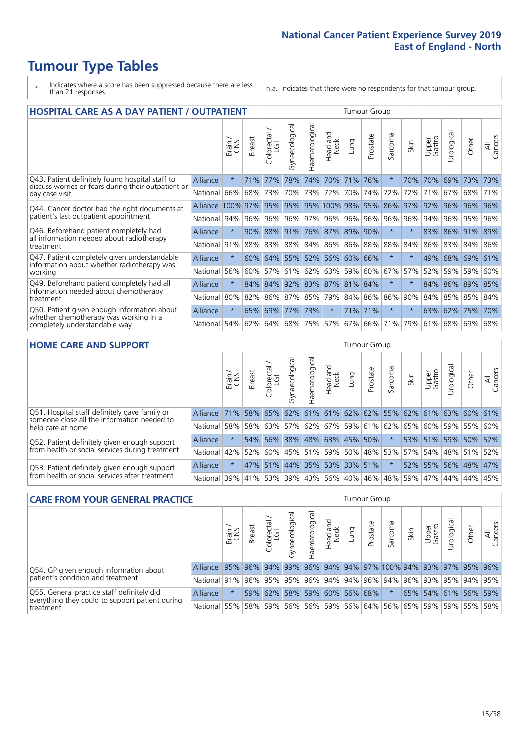# Tumour Type Tables

\* Indicates where a score has been suppressed because there are less than 21 responses.

n.a. Indicates that there were no respondents for that tumour group.

## HOSPITAL CARE AS A DAY PATIENT / OUTPATIENT

| | | Brain / CNS | Breast | Colorectal / LGT | Gynaecological | Haematological | Head and Neck | Lung | Prostate | Sarcoma | Skin | Upper Gastro | Urological | Other | All Cancers |
|---|---|---|---|---|---|---|---|---|---|---|---|---|---|---|---|
| Q43. Patient definitely found hospital staff to discuss worries or fears during their outpatient or day case visit | Alliance | * | 71% | 77% | 78% | 74% | 70% | 71% | 76% | * | 70% | 70% | 69% | 73% | 73% |
| | National | 66% | 68% | 73% | 70% | 73% | 72% | 70% | 74% | 72% | 72% | 71% | 67% | 68% | 71% |
| Q44. Cancer doctor had the right documents at patient's last outpatient appointment | Alliance | 100% | 97% | 95% | 95% | 95% | 100% | 98% | 95% | 86% | 97% | 92% | 96% | 96% | 96% |
| | National | 94% | 96% | 96% | 96% | 97% | 96% | 96% | 96% | 96% | 96% | 94% | 96% | 95% | 96% |
| Q46. Beforehand patient completely had all information needed about radiotherapy treatment | Alliance | * | 90% | 88% | 91% | 76% | 87% | 89% | 90% | * | * | 83% | 86% | 91% | 89% |
| | National | 91% | 88% | 83% | 88% | 84% | 86% | 86% | 88% | 88% | 84% | 86% | 83% | 84% | 86% |
| Q47. Patient completely given understandable information about whether radiotherapy was working | Alliance | * | 60% | 64% | 55% | 52% | 56% | 60% | 66% | * | * | 49% | 68% | 69% | 61% |
| | National | 56% | 60% | 57% | 61% | 62% | 63% | 59% | 60% | 67% | 57% | 52% | 59% | 59% | 60% |
| Q49. Beforehand patient completely had all information needed about chemotherapy treatment | Alliance | * | 84% | 84% | 92% | 83% | 87% | 81% | 84% | * | * | 84% | 86% | 89% | 85% |
| | National | 80% | 82% | 86% | 87% | 85% | 79% | 84% | 86% | 86% | 90% | 84% | 85% | 85% | 84% |
| Q50. Patient given enough information about whether chemotherapy was working in a completely understandable way | Alliance | * | 65% | 69% | 77% | 73% | * | 71% | 71% | * | * | 63% | 62% | 75% | 70% |
| | National | 54% | 62% | 64% | 68% | 75% | 57% | 67% | 66% | 71% | 79% | 61% | 68% | 69% | 68% |

## HOME CARE AND SUPPORT

| | | Brain / CNS | Breast | Colorectal / LGT | Gynaecological | Haematological | Head and Neck | Lung | Prostate | Sarcoma | Skin | Upper Gastro | Urological | Other | All Cancers |
|---|---|---|---|---|---|---|---|---|---|---|---|---|---|---|---|
| Q51. Hospital staff definitely gave family or someone close all the information needed to help care at home | Alliance | 71% | 58% | 65% | 62% | 61% | 61% | 62% | 62% | 55% | 62% | 61% | 63% | 60% | 61% |
| | National | 58% | 58% | 63% | 57% | 62% | 67% | 59% | 61% | 62% | 65% | 60% | 59% | 55% | 60% |
| Q52. Patient definitely given enough support from health or social services during treatment | Alliance | * | 54% | 56% | 38% | 48% | 63% | 45% | 50% | * | 53% | 51% | 59% | 50% | 52% |
| | National | 42% | 52% | 60% | 45% | 51% | 59% | 50% | 48% | 53% | 57% | 54% | 48% | 51% | 52% |
| Q53. Patient definitely given enough support from health or social services after treatment | Alliance | * | 47% | 51% | 44% | 35% | 53% | 33% | 51% | * | 52% | 55% | 56% | 48% | 47% |
| | National | 39% | 41% | 53% | 39% | 43% | 56% | 40% | 46% | 48% | 59% | 47% | 44% | 44% | 45% |

## CARE FROM YOUR GENERAL PRACTICE

| | | Brain / CNS | Breast | Colorectal / LGT | Gynaecological | Haematological | Head and Neck | Lung | Prostate | Sarcoma | Skin | Upper Gastro | Urological | Other | All Cancers |
|---|---|---|---|---|---|---|---|---|---|---|---|---|---|---|---|
| Q54. GP given enough information about patient's condition and treatment | Alliance | 95% | 96% | 94% | 99% | 96% | 94% | 94% | 97% | 100% | 94% | 93% | 97% | 95% | 96% |
| | National | 91% | 96% | 95% | 95% | 96% | 94% | 94% | 96% | 94% | 96% | 93% | 95% | 94% | 95% |
| Q55. General practice staff definitely did everything they could to support patient during treatment | Alliance | * | 59% | 62% | 58% | 59% | 60% | 56% | 68% | * | 65% | 54% | 61% | 56% | 59% |
| | National | 55% | 58% | 59% | 56% | 56% | 59% | 56% | 64% | 56% | 65% | 59% | 59% | 55% | 58% |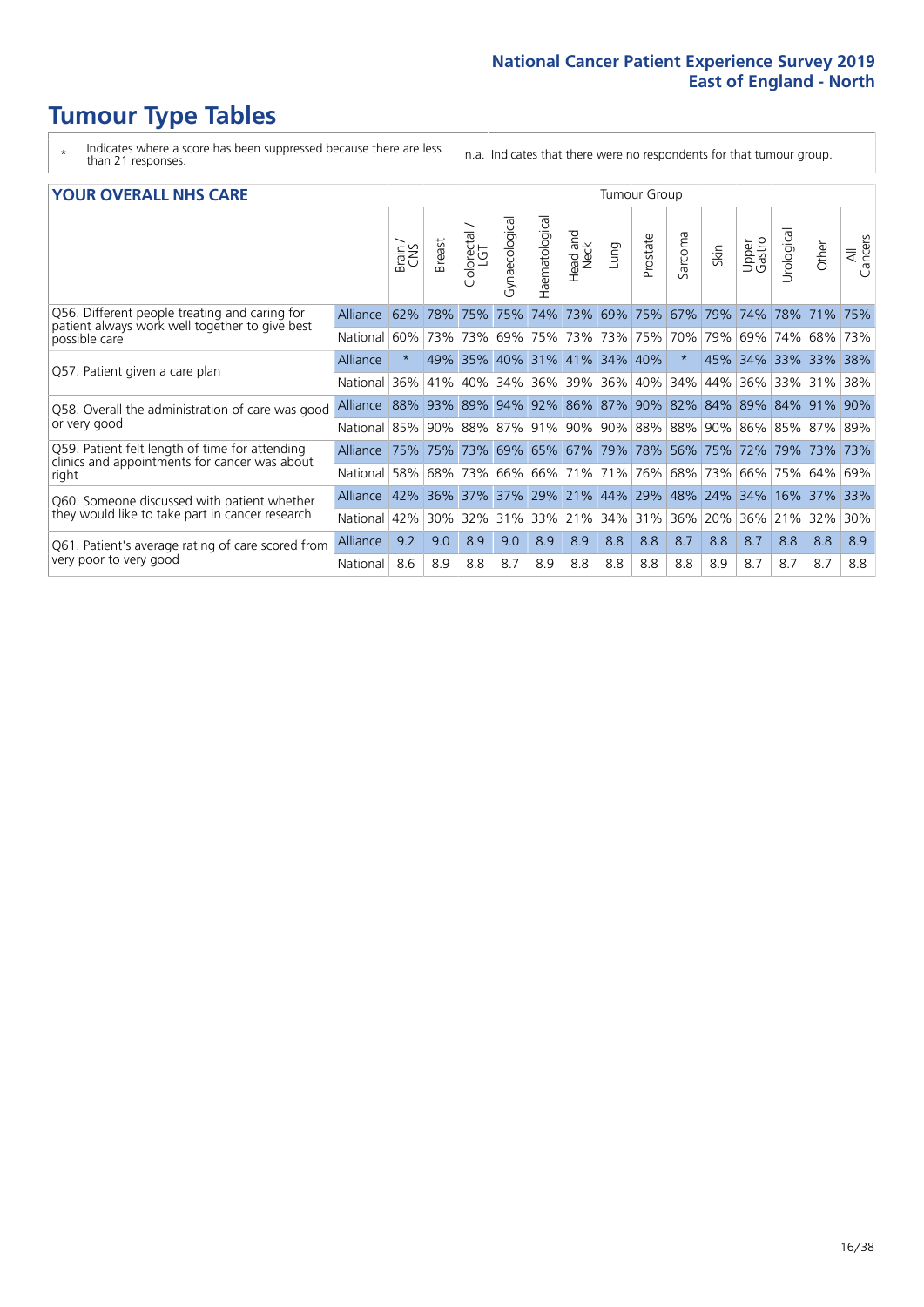# Tumour Type Tables

\* Indicates where a score has been suppressed because there are less than 21 responses.

n.a. Indicates that there were no respondents for that tumour group.

## YOUR OVERALL NHS CARE

| | | Brain / CNS | Breast | Colorectal / LGT | Gynaecological | Haematological | Head and Neck | Lung | Prostate | Sarcoma | Skin | Upper Gastro | Urological | Other | All Cancers |
|---|---|---|---|---|---|---|---|---|---|---|---|---|---|---|---|
| Q56. Different people treating and caring for patient always work well together to give best possible care | Alliance | 62% | 78% | 75% | 75% | 74% | 73% | 69% | 75% | 67% | 79% | 74% | 78% | 71% | 75% |
| | National | 60% | 73% | 73% | 69% | 75% | 73% | 73% | 75% | 70% | 79% | 69% | 74% | 68% | 73% |
| Q57. Patient given a care plan | Alliance | * | 49% | 35% | 40% | 31% | 41% | 34% | 40% | * | 45% | 34% | 33% | 33% | 38% |
| | National | 36% | 41% | 40% | 34% | 36% | 39% | 36% | 40% | 34% | 44% | 36% | 33% | 31% | 38% |
| Q58. Overall the administration of care was good or very good | Alliance | 88% | 93% | 89% | 94% | 92% | 86% | 87% | 90% | 82% | 84% | 89% | 84% | 91% | 90% |
| | National | 85% | 90% | 88% | 87% | 91% | 90% | 90% | 88% | 88% | 90% | 86% | 85% | 87% | 89% |
| Q59. Patient felt length of time for attending clinics and appointments for cancer was about right | Alliance | 75% | 75% | 73% | 69% | 65% | 67% | 79% | 78% | 56% | 75% | 72% | 79% | 73% | 73% |
| | National | 58% | 68% | 73% | 66% | 66% | 71% | 71% | 76% | 68% | 73% | 66% | 75% | 64% | 69% |
| Q60. Someone discussed with patient whether they would like to take part in cancer research | Alliance | 42% | 36% | 37% | 37% | 29% | 21% | 44% | 29% | 48% | 24% | 34% | 16% | 37% | 33% |
| | National | 42% | 30% | 32% | 31% | 33% | 21% | 34% | 31% | 36% | 20% | 36% | 21% | 32% | 30% |
| Q61. Patient's average rating of care scored from very poor to very good | Alliance | 9.2 | 9.0 | 8.9 | 9.0 | 8.9 | 8.9 | 8.8 | 8.8 | 8.7 | 8.8 | 8.7 | 8.8 | 8.8 | 8.9 |
| | National | 8.6 | 8.9 | 8.8 | 8.7 | 8.9 | 8.8 | 8.8 | 8.8 | 8.8 | 8.9 | 8.7 | 8.7 | 8.7 | 8.8 |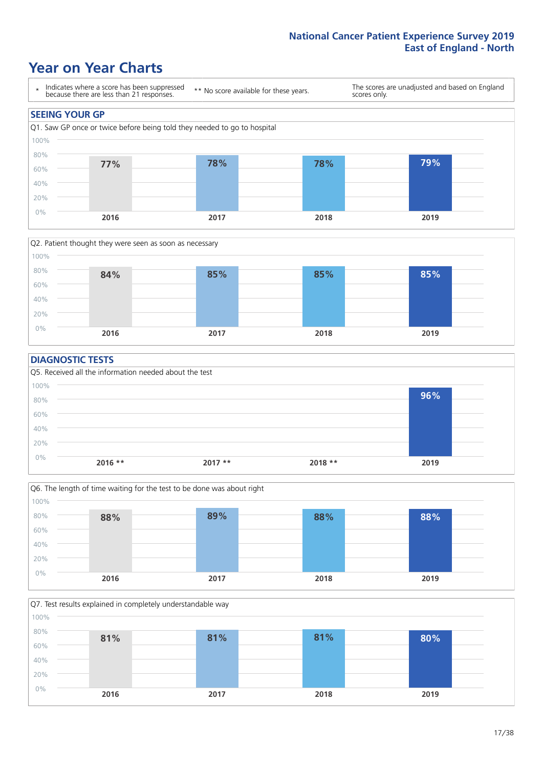# Year on Year Charts

\* Indicates where a score has been suppressed because there are less than 21 responses.

** No score available for these years.

The scores are unadjusted and based on England scores only.

## SEEING YOUR GP

Q1. Saw GP once or twice before being told they needed to go to hospital

| 2016 | 2017 | 2018 | 2019 |
|---|---|---|---|
| 77% | 78% | 78% | 79% |

Q2. Patient thought they were seen as soon as necessary

| 2016 | 2017 | 2018 | 2019 |
|---|---|---|---|
| 84% | 85% | 85% | 85% |

## DIAGNOSTIC TESTS

Q5. Received all the information needed about the test

| 2016 ** | 2017 ** | 2018 ** | 2019 |
|---|---|---|---|
| | | | 96% |

Q6. The length of time waiting for the test to be done was about right

| 2016 | 2017 | 2018 | 2019 |
|---|---|---|---|
| 88% | 89% | 88% | 88% |

Q7. Test results explained in completely understandable way

| 2016 | 2017 | 2018 | 2019 |
|---|---|---|---|
| 81% | 81% | 81% | 80% |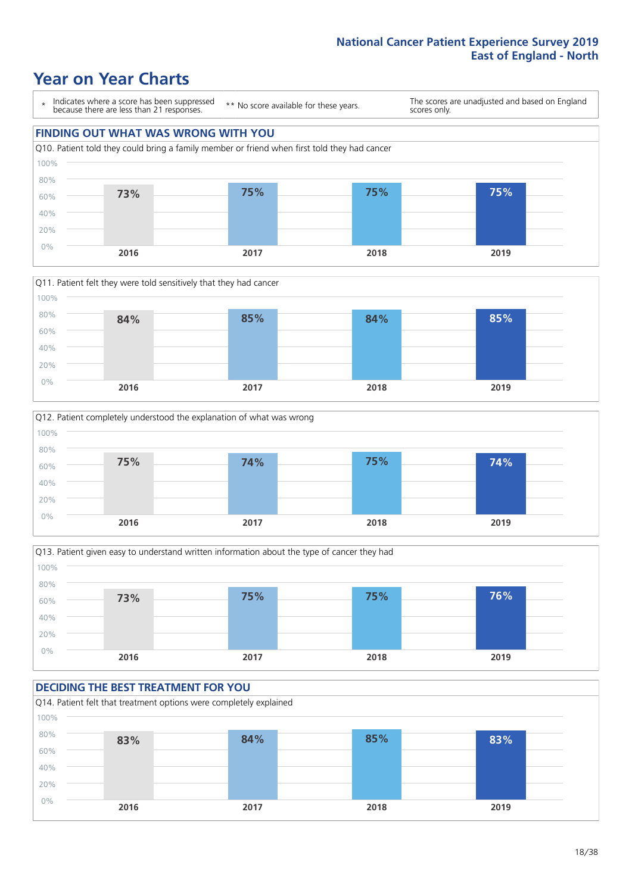# Year on Year Charts

\* Indicates where a score has been suppressed because there are less than 21 responses.

** No score available for these years.

The scores are unadjusted and based on England scores only.

## FINDING OUT WHAT WAS WRONG WITH YOU

Q10. Patient told they could bring a family member or friend when first told they had cancer

| 2016 | 2017 | 2018 | 2019 |
|---|---|---|---|
| 73% | 75% | 75% | 75% |

Q11. Patient felt they were told sensitively that they had cancer

| 2016 | 2017 | 2018 | 2019 |
|---|---|---|---|
| 84% | 85% | 84% | 85% |

Q12. Patient completely understood the explanation of what was wrong

| 2016 | 2017 | 2018 | 2019 |
|---|---|---|---|
| 75% | 74% | 75% | 74% |

Q13. Patient given easy to understand written information about the type of cancer they had

| 2016 | 2017 | 2018 | 2019 |
|---|---|---|---|
| 73% | 75% | 75% | 76% |

## DECIDING THE BEST TREATMENT FOR YOU

Q14. Patient felt that treatment options were completely explained

| 2016 | 2017 | 2018 | 2019 |
|---|---|---|---|
| 83% | 84% | 85% | 83% |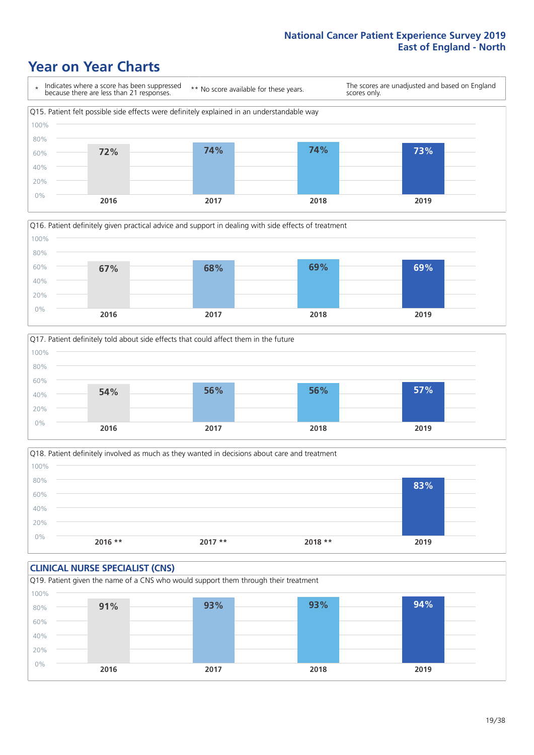# Year on Year Charts

\* Indicates where a score has been suppressed because there are less than 21 responses.

** No score available for these years.

The scores are unadjusted and based on England scores only.

Q15. Patient felt possible side effects were definitely explained in an understandable way

| 2016 | 2017 | 2018 | 2019 |
|---|---|---|---|
| 72% | 74% | 74% | 73% |

Q16. Patient definitely given practical advice and support in dealing with side effects of treatment

| 2016 | 2017 | 2018 | 2019 |
|---|---|---|---|
| 67% | 68% | 69% | 69% |

Q17. Patient definitely told about side effects that could affect them in the future

| 2016 | 2017 | 2018 | 2019 |
|---|---|---|---|
| 54% | 56% | 56% | 57% |

Q18. Patient definitely involved as much as they wanted in decisions about care and treatment

| 2016 ** | 2017 ** | 2018 ** | 2019 |
|---|---|---|---|
| | | | 83% |

## CLINICAL NURSE SPECIALIST (CNS)

Q19. Patient given the name of a CNS who would support them through their treatment

| 2016 | 2017 | 2018 | 2019 |
|---|---|---|---|
| 91% | 93% | 93% | 94% |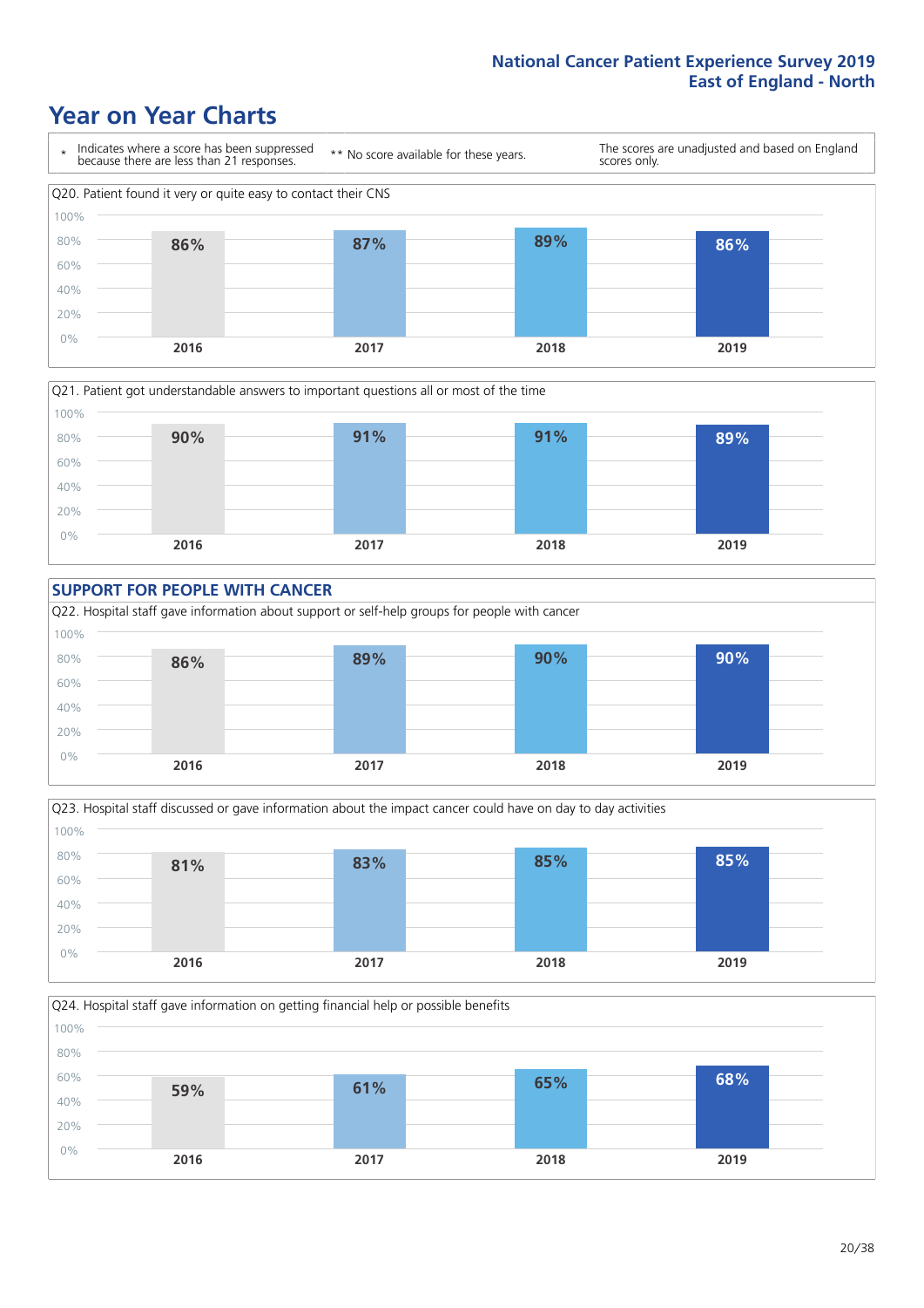# Year on Year Charts

\* Indicates where a score has been suppressed because there are less than 21 responses.

\*\* No score available for these years.

The scores are unadjusted and based on England scores only.

Q20. Patient found it very or quite easy to contact their CNS

| 2016 | 2017 | 2018 | 2019 |
|---|---|---|---|
| 86% | 87% | 89% | 86% |

Q21. Patient got understandable answers to important questions all or most of the time

| 2016 | 2017 | 2018 | 2019 |
|---|---|---|---|
| 90% | 91% | 91% | 89% |

## SUPPORT FOR PEOPLE WITH CANCER

Q22. Hospital staff gave information about support or self-help groups for people with cancer

| 2016 | 2017 | 2018 | 2019 |
|---|---|---|---|
| 86% | 89% | 90% | 90% |

Q23. Hospital staff discussed or gave information about the impact cancer could have on day to day activities

| 2016 | 2017 | 2018 | 2019 |
|---|---|---|---|
| 81% | 83% | 85% | 85% |

Q24. Hospital staff gave information on getting financial help or possible benefits

| 2016 | 2017 | 2018 | 2019 |
|---|---|---|---|
| 59% | 61% | 65% | 68% |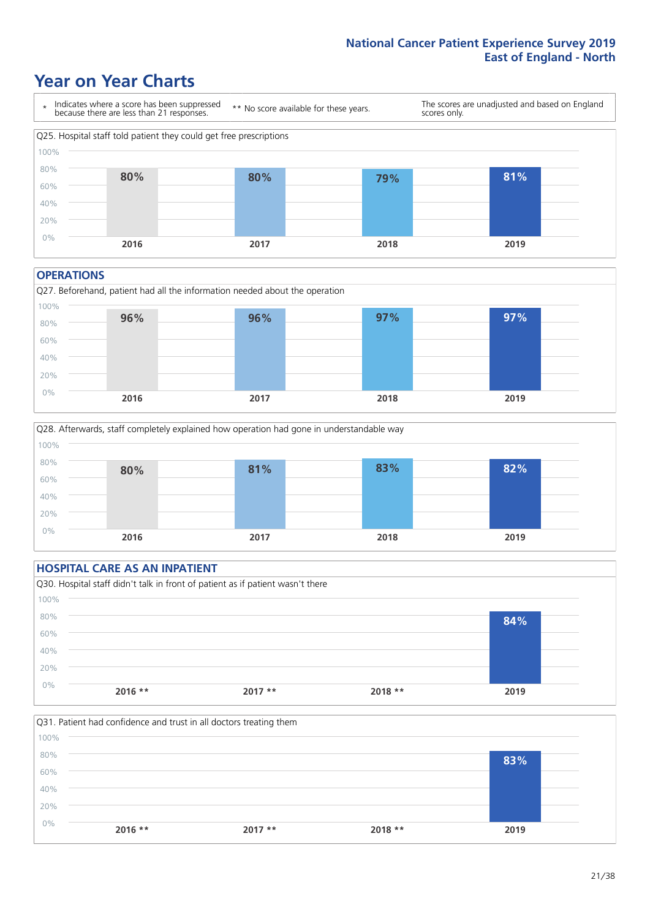# Year on Year Charts

\* Indicates where a score has been suppressed because there are less than 21 responses.

** No score available for these years.

The scores are unadjusted and based on England scores only.

Q25. Hospital staff told patient they could get free prescriptions

| 2016 | 2017 | 2018 | 2019 |
|---|---|---|---|
| 80% | 80% | 79% | 81% |

## OPERATIONS

Q27. Beforehand, patient had all the information needed about the operation

| 2016 | 2017 | 2018 | 2019 |
|---|---|---|---|
| 96% | 96% | 97% | 97% |

Q28. Afterwards, staff completely explained how operation had gone in understandable way

| 2016 | 2017 | 2018 | 2019 |
|---|---|---|---|
| 80% | 81% | 83% | 82% |

## HOSPITAL CARE AS AN INPATIENT

Q30. Hospital staff didn't talk in front of patient as if patient wasn't there

| 2016 ** | 2017 ** | 2018 ** | 2019 |
|---|---|---|---|
| | | | 84% |

Q31. Patient had confidence and trust in all doctors treating them

| 2016 ** | 2017 ** | 2018 ** | 2019 |
|---|---|---|---|
| | | | 83% |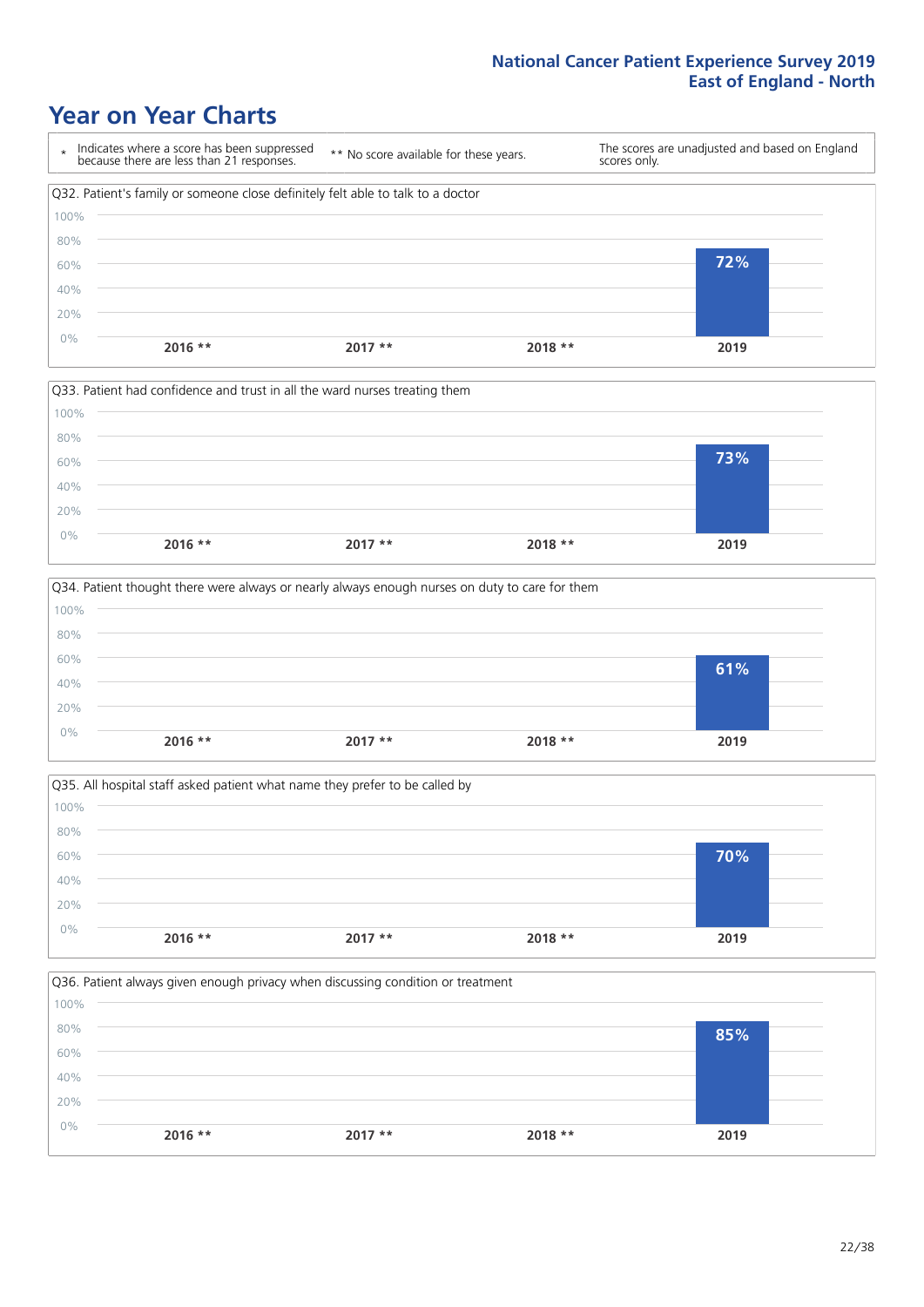# Year on Year Charts

| * Indicates where a score has been suppressed because there are less than 21 responses. | ** No score available for these years. | The scores are unadjusted and based on England scores only. |
|---|---|---|

Q32. Patient's family or someone close definitely felt able to talk to a doctor

| 2016 ** | 2017 ** | 2018 ** | 2019 |
|---|---|---|---|
| | | | 72% |

Q33. Patient had confidence and trust in all the ward nurses treating them

| 2016 ** | 2017 ** | 2018 ** | 2019 |
|---|---|---|---|
| | | | 73% |

Q34. Patient thought there were always or nearly always enough nurses on duty to care for them

| 2016 ** | 2017 ** | 2018 ** | 2019 |
|---|---|---|---|
| | | | 61% |

Q35. All hospital staff asked patient what name they prefer to be called by

| 2016 ** | 2017 ** | 2018 ** | 2019 |
|---|---|---|---|
| | | | 70% |

Q36. Patient always given enough privacy when discussing condition or treatment

| 2016 ** | 2017 ** | 2018 ** | 2019 |
|---|---|---|---|
| | | | 85% |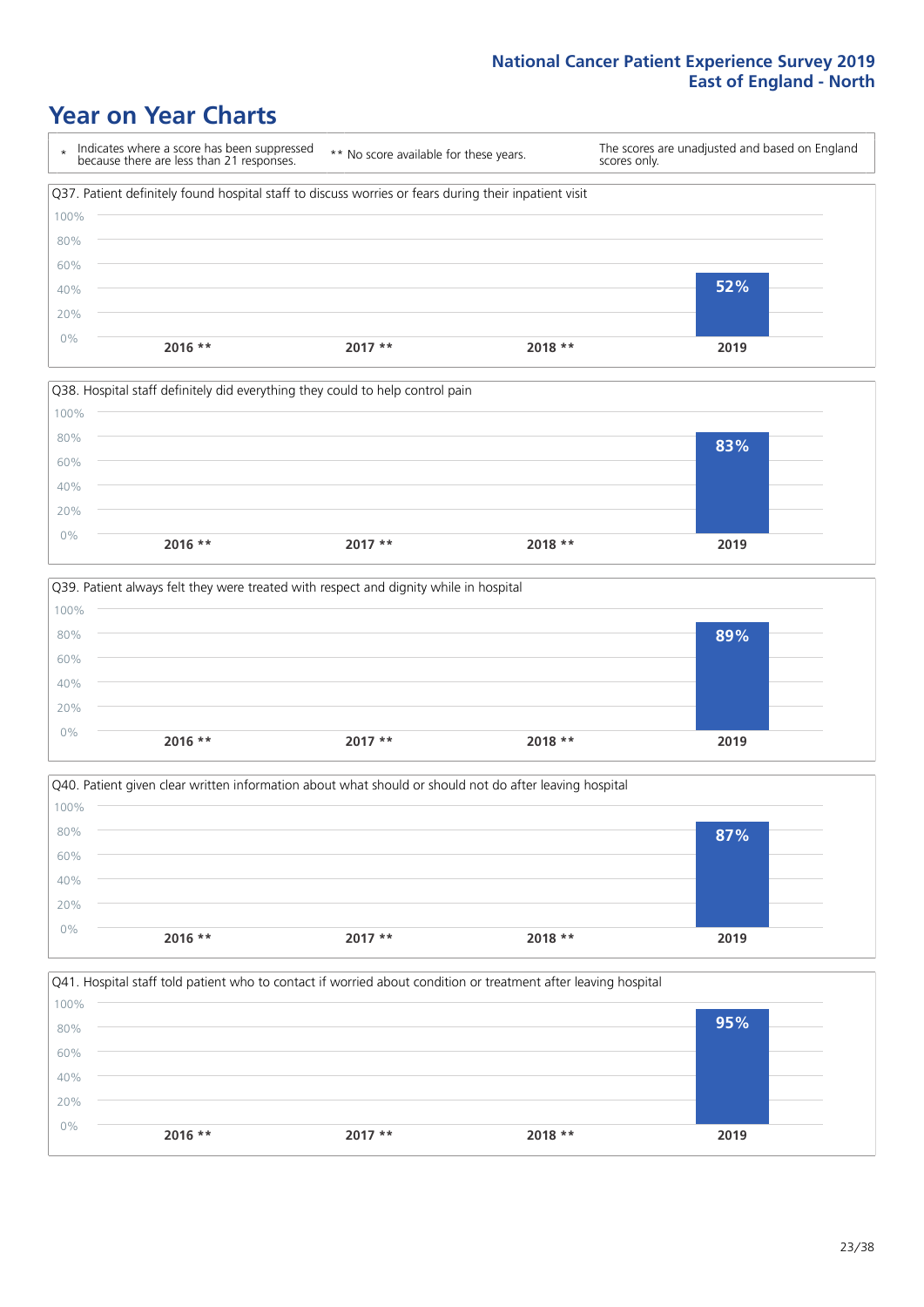# Year on Year Charts

\* Indicates where a score has been suppressed because there are less than 21 responses.

** No score available for these years.

The scores are unadjusted and based on England scores only.

Q37. Patient definitely found hospital staff to discuss worries or fears during their inpatient visit

| 2016 ** | 2017 ** | 2018 ** | 2019 |
|---|---|---|---|
| | | | 52% |

Q38. Hospital staff definitely did everything they could to help control pain

| 2016 ** | 2017 ** | 2018 ** | 2019 |
|---|---|---|---|
| | | | 83% |

Q39. Patient always felt they were treated with respect and dignity while in hospital

| 2016 ** | 2017 ** | 2018 ** | 2019 |
|---|---|---|---|
| | | | 89% |

Q40. Patient given clear written information about what should or should not do after leaving hospital

| 2016 ** | 2017 ** | 2018 ** | 2019 |
|---|---|---|---|
| | | | 87% |

Q41. Hospital staff told patient who to contact if worried about condition or treatment after leaving hospital

| 2016 ** | 2017 ** | 2018 ** | 2019 |
|---|---|---|---|
| | | | 95% |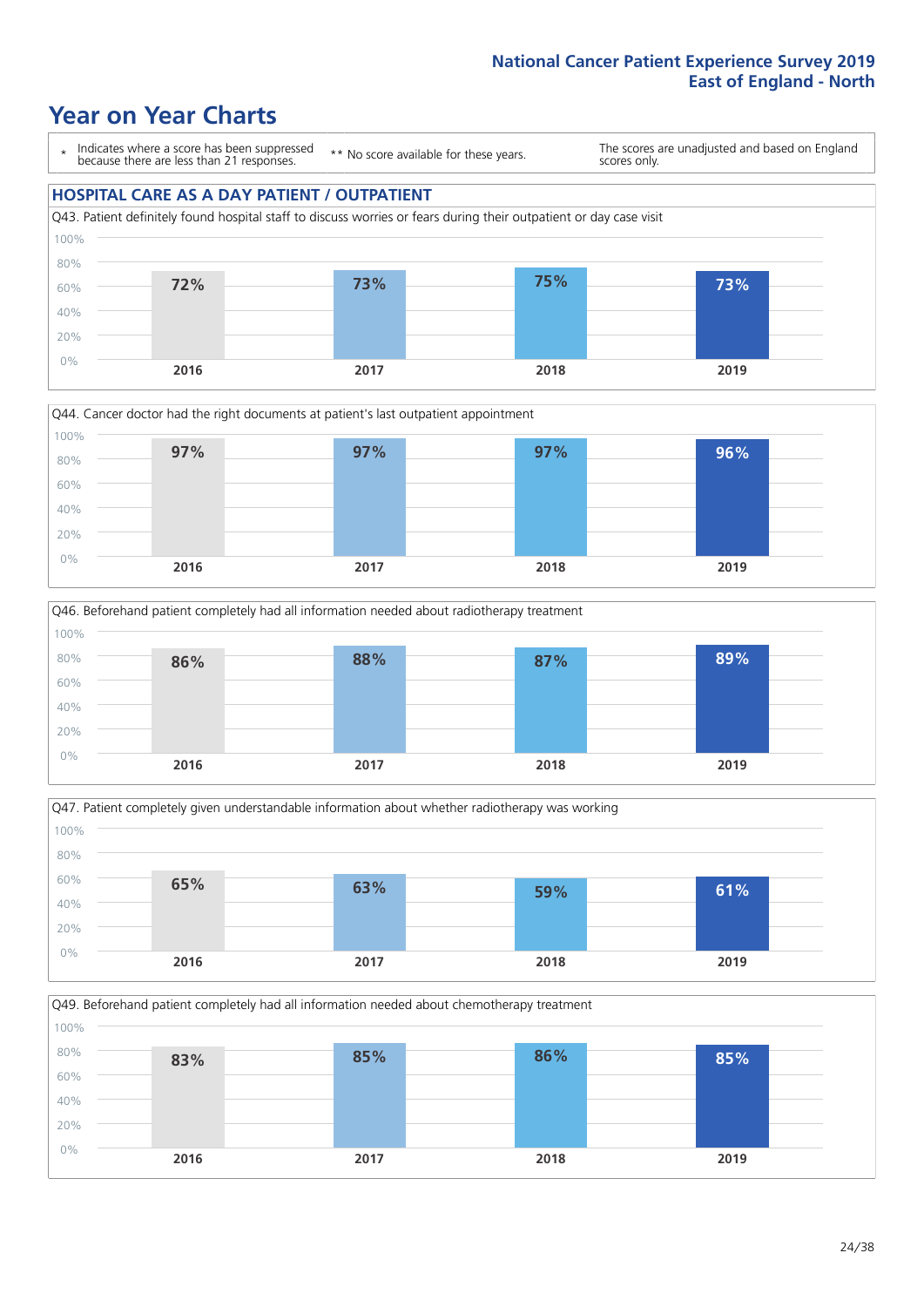# Year on Year Charts

\* Indicates where a score has been suppressed because there are less than 21 responses.

\*\* No score available for these years.

The scores are unadjusted and based on England scores only.

## HOSPITAL CARE AS A DAY PATIENT / OUTPATIENT

Q43. Patient definitely found hospital staff to discuss worries or fears during their outpatient or day case visit

| 2016 | 2017 | 2018 | 2019 |
|---|---|---|---|
| 72% | 73% | 75% | 73% |

Q44. Cancer doctor had the right documents at patient's last outpatient appointment

| 2016 | 2017 | 2018 | 2019 |
|---|---|---|---|
| 97% | 97% | 97% | 96% |

Q46. Beforehand patient completely had all information needed about radiotherapy treatment

| 2016 | 2017 | 2018 | 2019 |
|---|---|---|---|
| 86% | 88% | 87% | 89% |

Q47. Patient completely given understandable information about whether radiotherapy was working

| 2016 | 2017 | 2018 | 2019 |
|---|---|---|---|
| 65% | 63% | 59% | 61% |

Q49. Beforehand patient completely had all information needed about chemotherapy treatment

| 2016 | 2017 | 2018 | 2019 |
|---|---|---|---|
| 83% | 85% | 86% | 85% |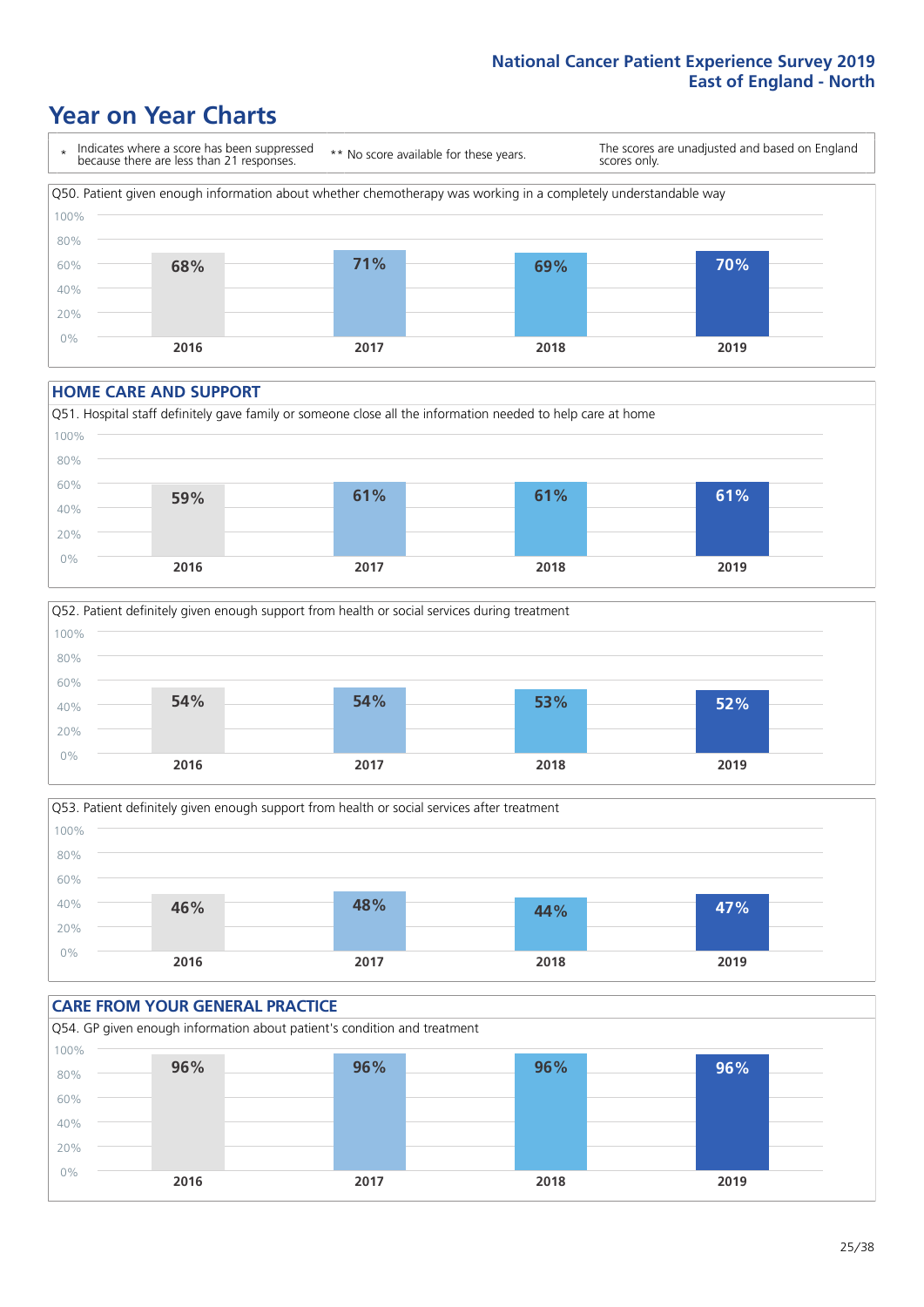# Year on Year Charts

\* Indicates where a score has been suppressed because there are less than 21 responses.

** No score available for these years.

The scores are unadjusted and based on England scores only.

Q50. Patient given enough information about whether chemotherapy was working in a completely understandable way

| 2016 | 2017 | 2018 | 2019 |
|---|---|---|---|
| 68% | 71% | 69% | 70% |

## HOME CARE AND SUPPORT

Q51. Hospital staff definitely gave family or someone close all the information needed to help care at home

| 2016 | 2017 | 2018 | 2019 |
|---|---|---|---|
| 59% | 61% | 61% | 61% |

Q52. Patient definitely given enough support from health or social services during treatment

| 2016 | 2017 | 2018 | 2019 |
|---|---|---|---|
| 54% | 54% | 53% | 52% |

Q53. Patient definitely given enough support from health or social services after treatment

| 2016 | 2017 | 2018 | 2019 |
|---|---|---|---|
| 46% | 48% | 44% | 47% |

## CARE FROM YOUR GENERAL PRACTICE

Q54. GP given enough information about patient's condition and treatment

| 2016 | 2017 | 2018 | 2019 |
|---|---|---|---|
| 96% | 96% | 96% | 96% |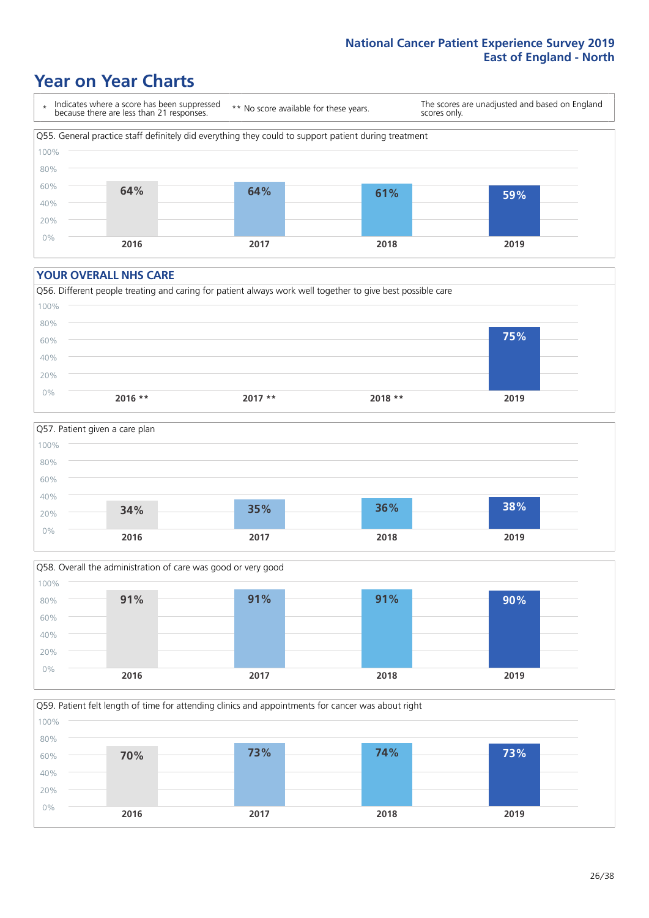# Year on Year Charts

| * Indicates where a score has been suppressed because there are less than 21 responses. | ** No score available for these years. | The scores are unadjusted and based on England scores only. |
|---|---|---|

Q55. General practice staff definitely did everything they could to support patient during treatment

| 2016 | 2017 | 2018 | 2019 |
|---|---|---|---|
| 64% | 64% | 61% | 59% |

## YOUR OVERALL NHS CARE

Q56. Different people treating and caring for patient always work well together to give best possible care

| 2016 ** | 2017 ** | 2018 ** | 2019 |
|---|---|---|---|
| | | | 75% |

Q57. Patient given a care plan

| 2016 | 2017 | 2018 | 2019 |
|---|---|---|---|
| 34% | 35% | 36% | 38% |

Q58. Overall the administration of care was good or very good

| 2016 | 2017 | 2018 | 2019 |
|---|---|---|---|
| 91% | 91% | 91% | 90% |

Q59. Patient felt length of time for attending clinics and appointments for cancer was about right

| 2016 | 2017 | 2018 | 2019 |
|---|---|---|---|
| 70% | 73% | 74% | 73% |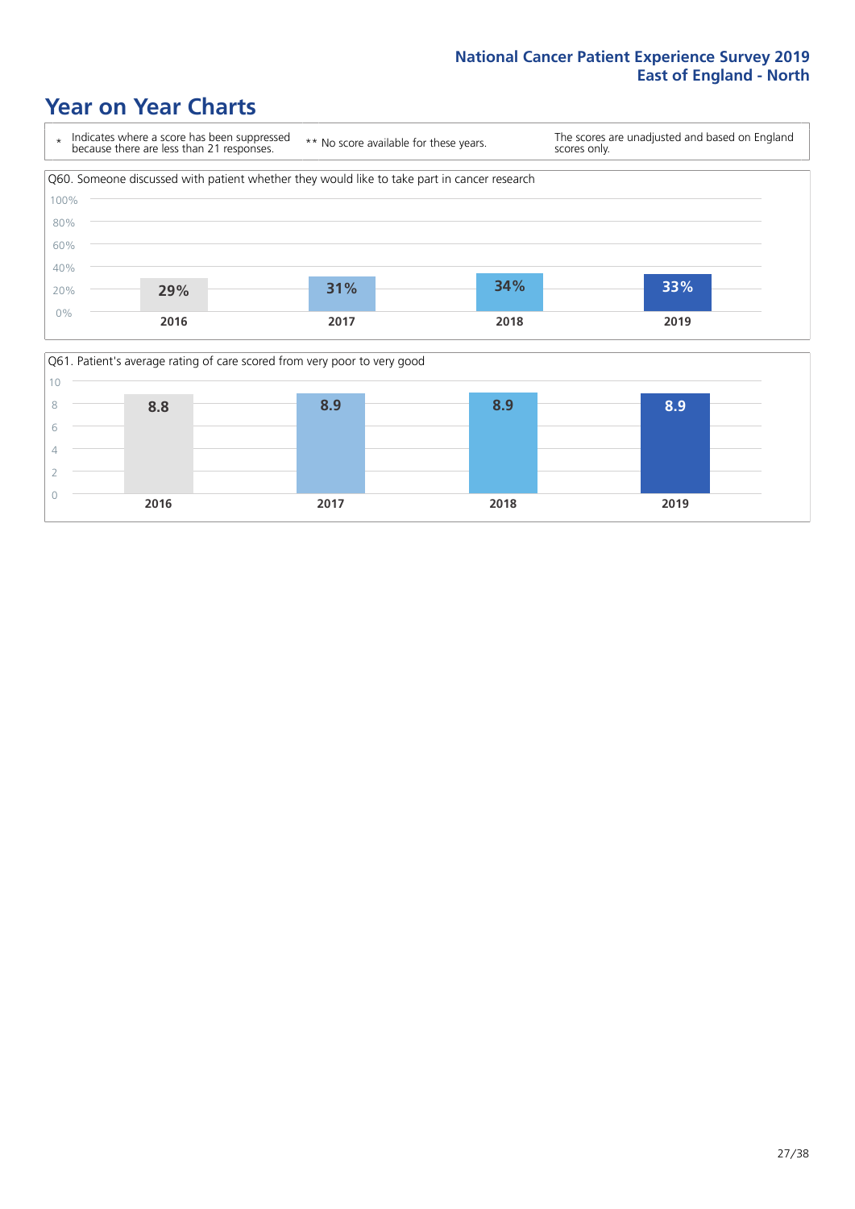# Year on Year Charts

| * Indicates where a score has been suppressed because there are less than 21 responses. | ** No score available for these years. | The scores are unadjusted and based on England scores only. |
|---|---|---|

Q60. Someone discussed with patient whether they would like to take part in cancer research

| 2016 | 2017 | 2018 | 2019 |
|---|---|---|---|
| 29% | 31% | 34% | 33% |

Q61. Patient's average rating of care scored from very poor to very good

| 2016 | 2017 | 2018 | 2019 |
|---|---|---|---|
| 8.8 | 8.9 | 8.9 | 8.9 |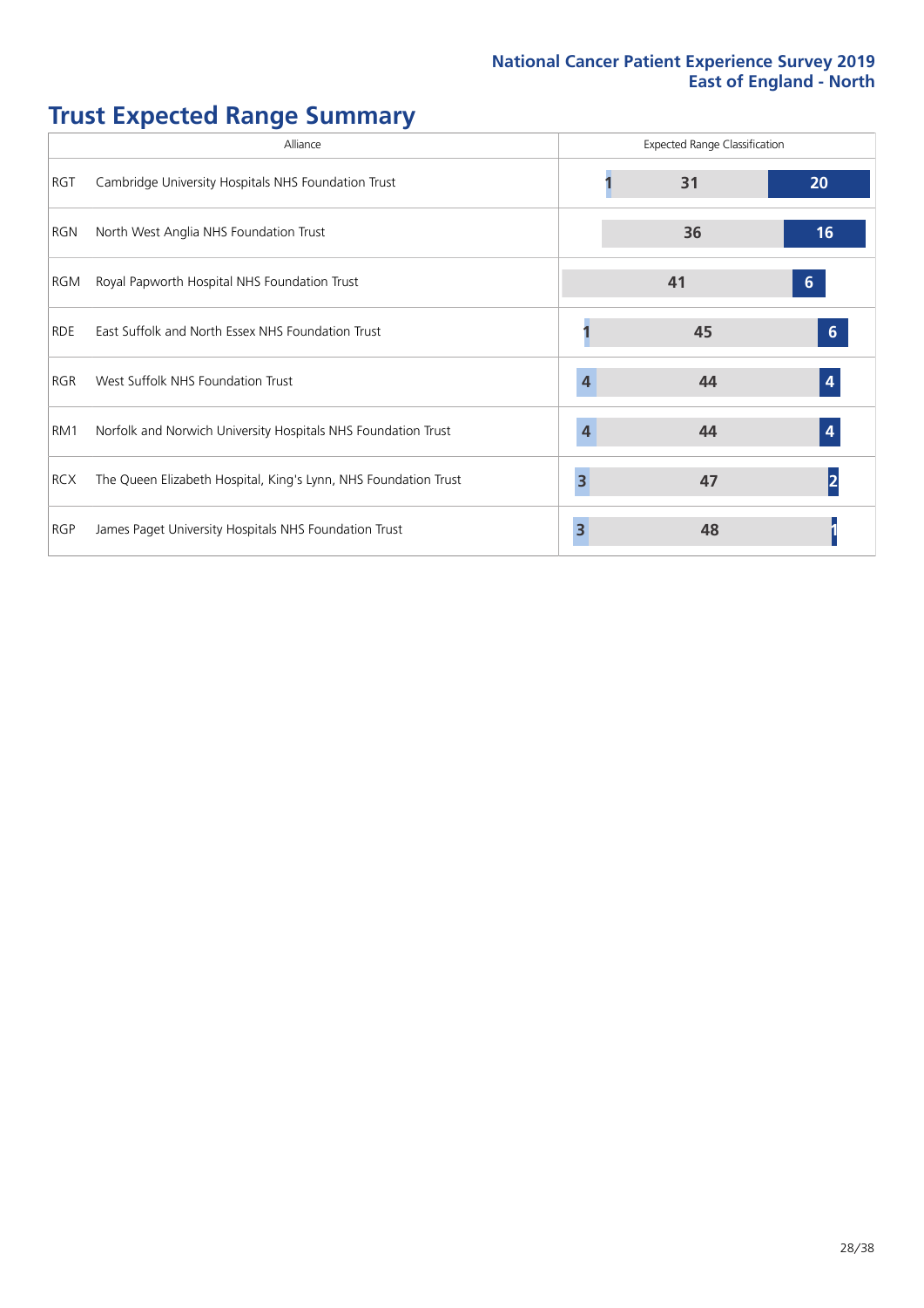# Trust Expected Range Summary

| Alliance | | Expected Range Classification | | |
|---|---|---|---|---|
| RGT | Cambridge University Hospitals NHS Foundation Trust | 1 | 31 | 20 |
| RGN | North West Anglia NHS Foundation Trust | | 36 | 16 |
| RGM | Royal Papworth Hospital NHS Foundation Trust | | 41 | 6 |
| RDE | East Suffolk and North Essex NHS Foundation Trust | 1 | 45 | 6 |
| RGR | West Suffolk NHS Foundation Trust | 4 | 44 | 4 |
| RM1 | Norfolk and Norwich University Hospitals NHS Foundation Trust | 4 | 44 | 4 |
| RCX | The Queen Elizabeth Hospital, King's Lynn, NHS Foundation Trust | 3 | 47 | 2 |
| RGP | James Paget University Hospitals NHS Foundation Trust | 3 | 48 | 1 |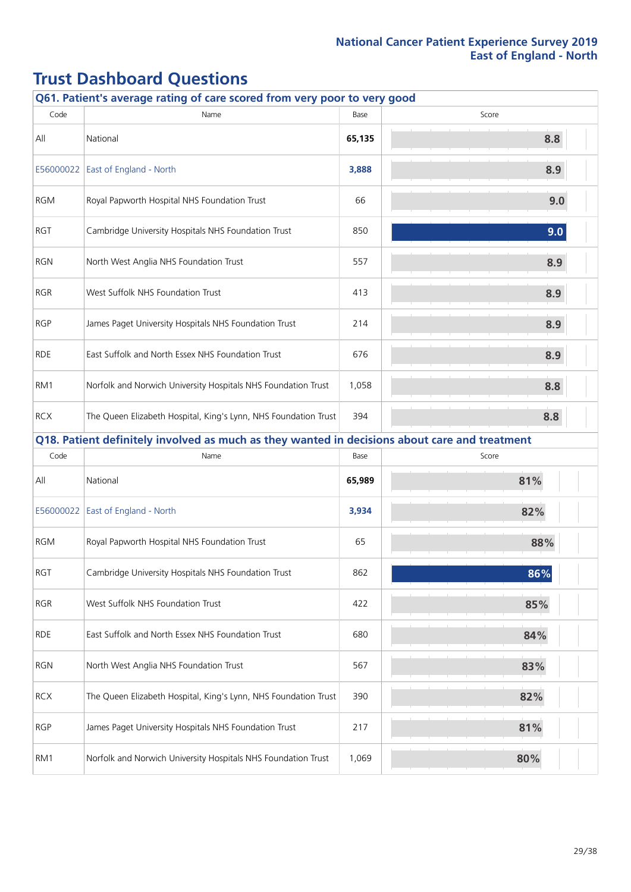# Trust Dashboard Questions

### Q61. Patient's average rating of care scored from very poor to very good

| Code | Name | Base | Score |
|---|---|---|---|
| All | National | **65,135** | 8.8 |
| E56000022 | East of England - North | **3,888** | 8.9 |
| RGM | Royal Papworth Hospital NHS Foundation Trust | 66 | 9.0 |
| RGT | Cambridge University Hospitals NHS Foundation Trust | 850 | 9.0 |
| RGN | North West Anglia NHS Foundation Trust | 557 | 8.9 |
| RGR | West Suffolk NHS Foundation Trust | 413 | 8.9 |
| RGP | James Paget University Hospitals NHS Foundation Trust | 214 | 8.9 |
| RDE | East Suffolk and North Essex NHS Foundation Trust | 676 | 8.9 |
| RM1 | Norfolk and Norwich University Hospitals NHS Foundation Trust | 1,058 | 8.8 |
| RCX | The Queen Elizabeth Hospital, King's Lynn, NHS Foundation Trust | 394 | 8.8 |

### Q18. Patient definitely involved as much as they wanted in decisions about care and treatment

| Code | Name | Base | Score |
|---|---|---|---|
| All | National | **65,989** | 81% |
| E56000022 | East of England - North | **3,934** | 82% |
| RGM | Royal Papworth Hospital NHS Foundation Trust | 65 | 88% |
| RGT | Cambridge University Hospitals NHS Foundation Trust | 862 | 86% |
| RGR | West Suffolk NHS Foundation Trust | 422 | 85% |
| RDE | East Suffolk and North Essex NHS Foundation Trust | 680 | 84% |
| RGN | North West Anglia NHS Foundation Trust | 567 | 83% |
| RCX | The Queen Elizabeth Hospital, King's Lynn, NHS Foundation Trust | 390 | 82% |
| RGP | James Paget University Hospitals NHS Foundation Trust | 217 | 81% |
| RM1 | Norfolk and Norwich University Hospitals NHS Foundation Trust | 1,069 | 80% |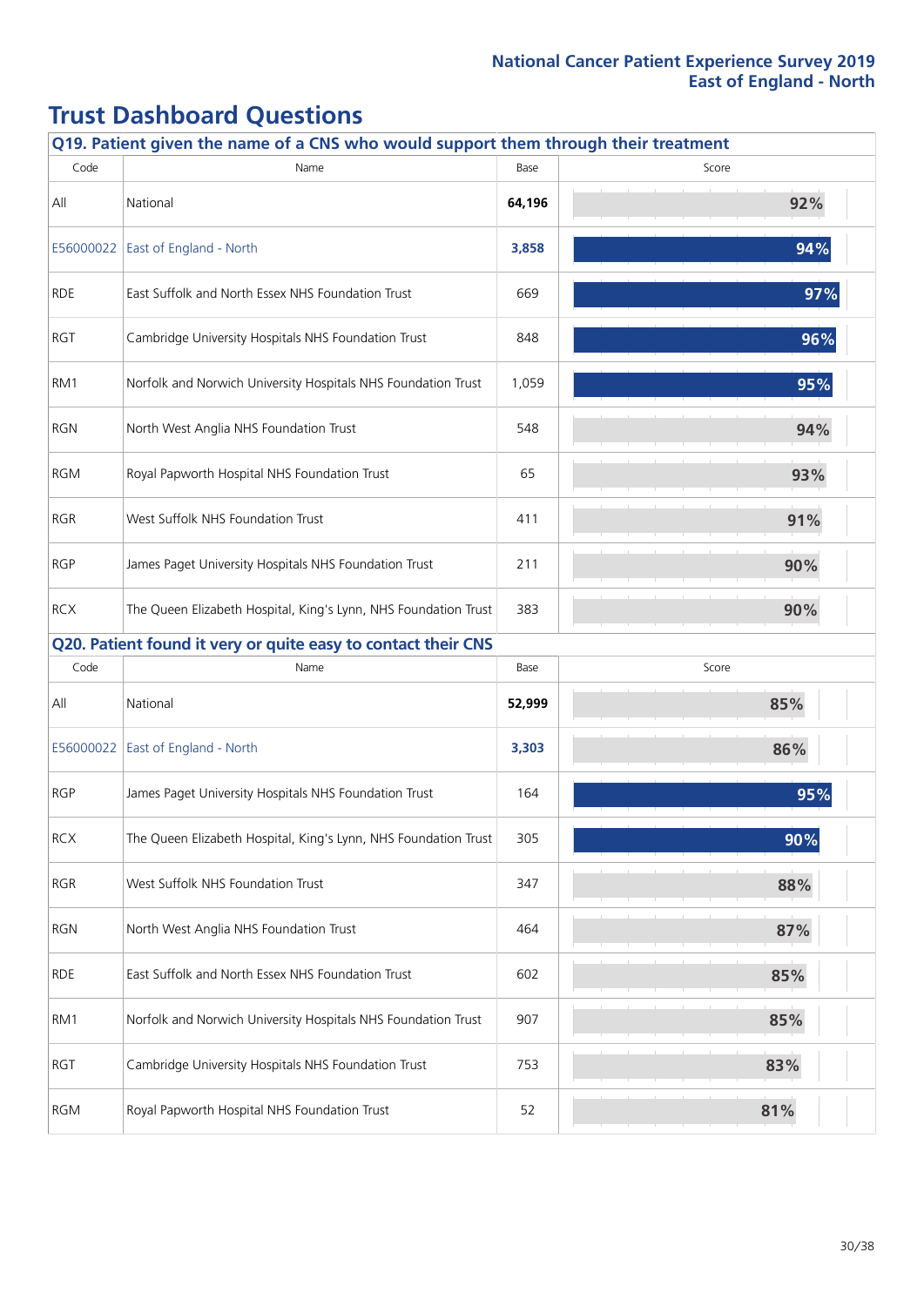# Trust Dashboard Questions

**Q19. Patient given the name of a CNS who would support them through their treatment**

| Code | Name | Base | Score |
|---|---|---|---|
| All | National | **64,196** | 92% |
| E56000022 | East of England - North | **3,858** | 94% |
| RDE | East Suffolk and North Essex NHS Foundation Trust | 669 | 97% |
| RGT | Cambridge University Hospitals NHS Foundation Trust | 848 | 96% |
| RM1 | Norfolk and Norwich University Hospitals NHS Foundation Trust | 1,059 | 95% |
| RGN | North West Anglia NHS Foundation Trust | 548 | 94% |
| RGM | Royal Papworth Hospital NHS Foundation Trust | 65 | 93% |
| RGR | West Suffolk NHS Foundation Trust | 411 | 91% |
| RGP | James Paget University Hospitals NHS Foundation Trust | 211 | 90% |
| RCX | The Queen Elizabeth Hospital, King's Lynn, NHS Foundation Trust | 383 | 90% |

**Q20. Patient found it very or quite easy to contact their CNS**

| Code | Name | Base | Score |
|---|---|---|---|
| All | National | **52,999** | 85% |
| E56000022 | East of England - North | **3,303** | 86% |
| RGP | James Paget University Hospitals NHS Foundation Trust | 164 | 95% |
| RCX | The Queen Elizabeth Hospital, King's Lynn, NHS Foundation Trust | 305 | 90% |
| RGR | West Suffolk NHS Foundation Trust | 347 | 88% |
| RGN | North West Anglia NHS Foundation Trust | 464 | 87% |
| RDE | East Suffolk and North Essex NHS Foundation Trust | 602 | 85% |
| RM1 | Norfolk and Norwich University Hospitals NHS Foundation Trust | 907 | 85% |
| RGT | Cambridge University Hospitals NHS Foundation Trust | 753 | 83% |
| RGM | Royal Papworth Hospital NHS Foundation Trust | 52 | 81% |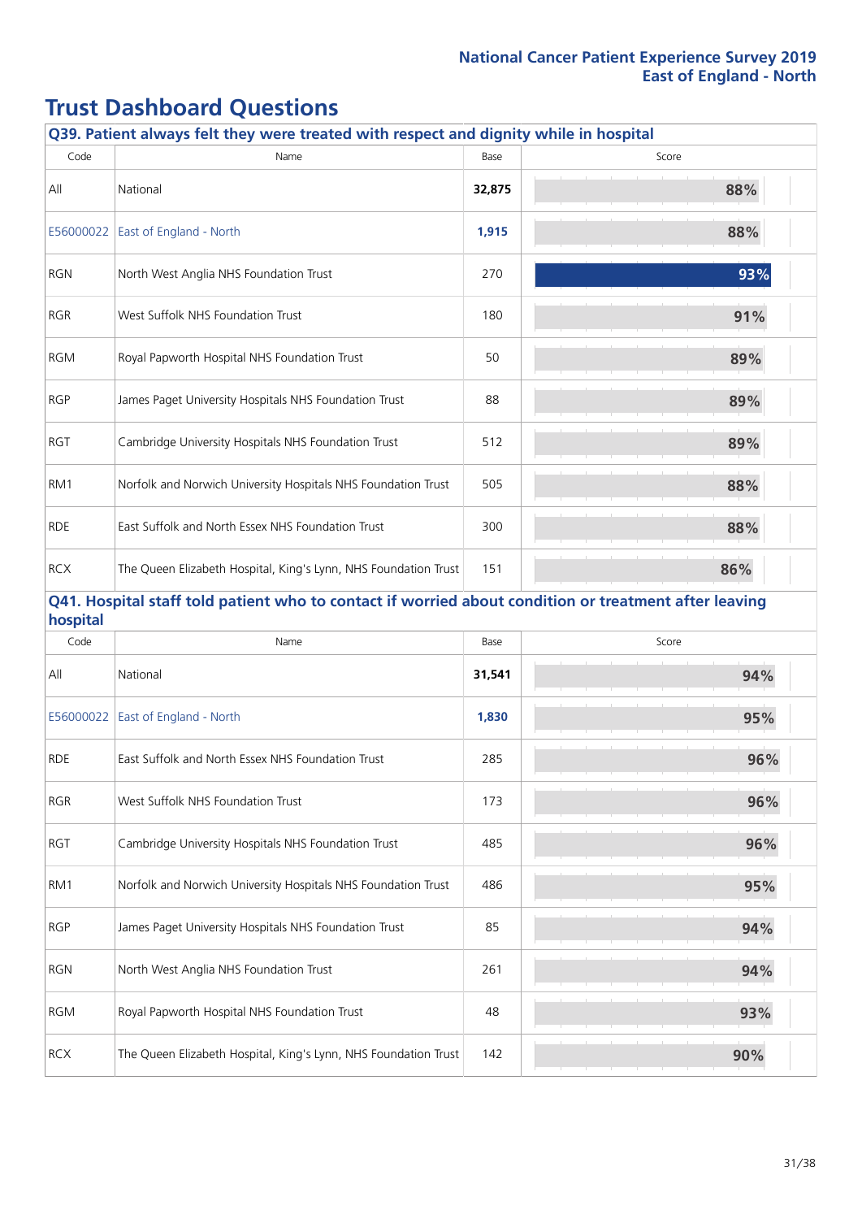# Trust Dashboard Questions

### Q39. Patient always felt they were treated with respect and dignity while in hospital

| Code | Name | Base | Score |
|---|---|---|---|
| All | National | **32,875** | 88% |
| E56000022 | East of England - North | **1,915** | 88% |
| RGN | North West Anglia NHS Foundation Trust | 270 | 93% |
| RGR | West Suffolk NHS Foundation Trust | 180 | 91% |
| RGM | Royal Papworth Hospital NHS Foundation Trust | 50 | 89% |
| RGP | James Paget University Hospitals NHS Foundation Trust | 88 | 89% |
| RGT | Cambridge University Hospitals NHS Foundation Trust | 512 | 89% |
| RM1 | Norfolk and Norwich University Hospitals NHS Foundation Trust | 505 | 88% |
| RDE | East Suffolk and North Essex NHS Foundation Trust | 300 | 88% |
| RCX | The Queen Elizabeth Hospital, King's Lynn, NHS Foundation Trust | 151 | 86% |

### Q41. Hospital staff told patient who to contact if worried about condition or treatment after leaving hospital

| Code | Name | Base | Score |
|---|---|---|---|
| All | National | **31,541** | 94% |
| E56000022 | East of England - North | **1,830** | 95% |
| RDE | East Suffolk and North Essex NHS Foundation Trust | 285 | 96% |
| RGR | West Suffolk NHS Foundation Trust | 173 | 96% |
| RGT | Cambridge University Hospitals NHS Foundation Trust | 485 | 96% |
| RM1 | Norfolk and Norwich University Hospitals NHS Foundation Trust | 486 | 95% |
| RGP | James Paget University Hospitals NHS Foundation Trust | 85 | 94% |
| RGN | North West Anglia NHS Foundation Trust | 261 | 94% |
| RGM | Royal Papworth Hospital NHS Foundation Trust | 48 | 93% |
| RCX | The Queen Elizabeth Hospital, King's Lynn, NHS Foundation Trust | 142 | 90% |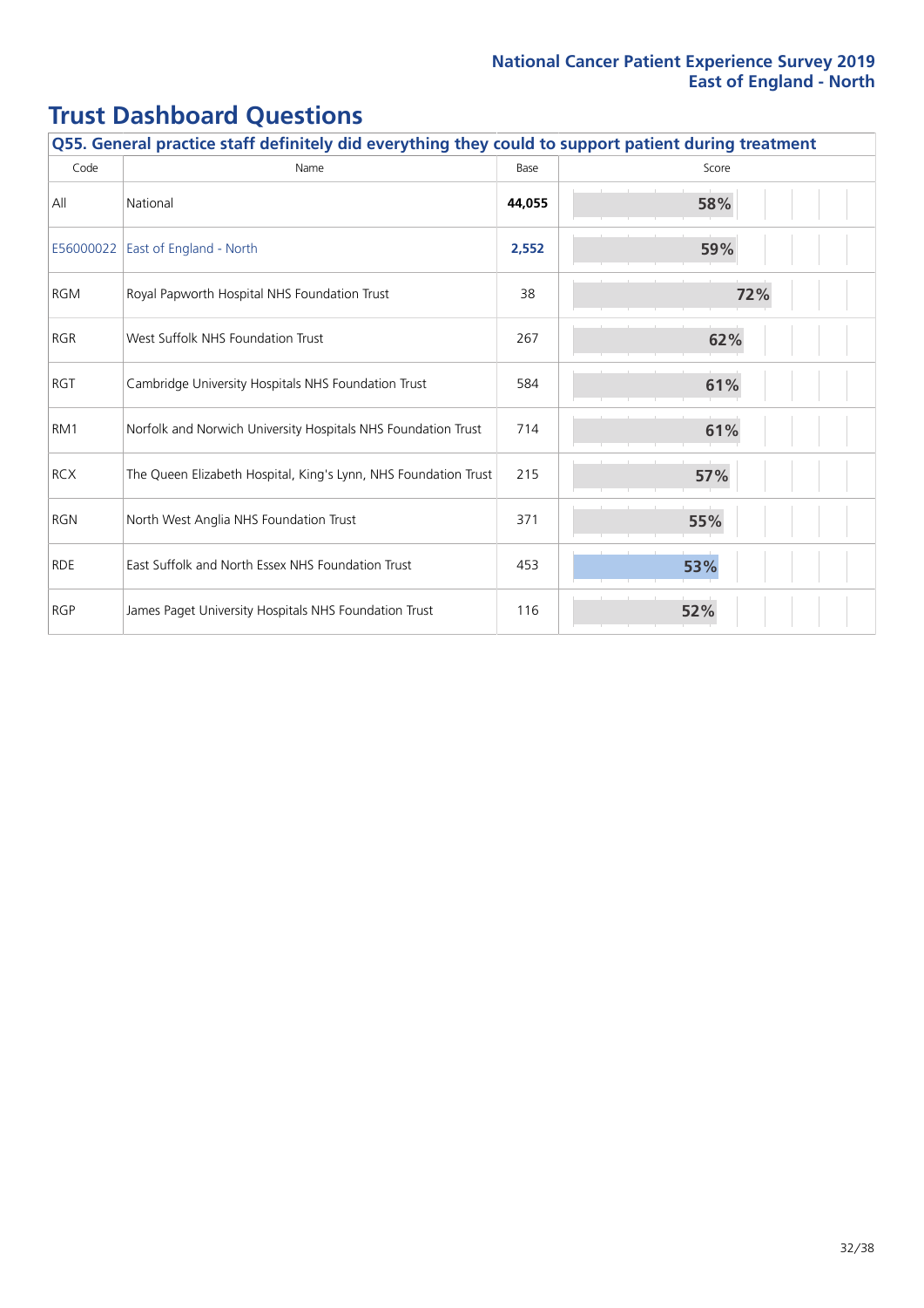# Trust Dashboard Questions

**Q55. General practice staff definitely did everything they could to support patient during treatment**

| Code | Name | Base | Score |
|---|---|---|---|
| All | National | **44,055** | **58%** |
| E56000022 | East of England - North | **2,552** | **59%** |
| RGM | Royal Papworth Hospital NHS Foundation Trust | 38 | 72% |
| RGR | West Suffolk NHS Foundation Trust | 267 | 62% |
| RGT | Cambridge University Hospitals NHS Foundation Trust | 584 | 61% |
| RM1 | Norfolk and Norwich University Hospitals NHS Foundation Trust | 714 | 61% |
| RCX | The Queen Elizabeth Hospital, King's Lynn, NHS Foundation Trust | 215 | 57% |
| RGN | North West Anglia NHS Foundation Trust | 371 | 55% |
| RDE | East Suffolk and North Essex NHS Foundation Trust | 453 | 53% |
| RGP | James Paget University Hospitals NHS Foundation Trust | 116 | 52% |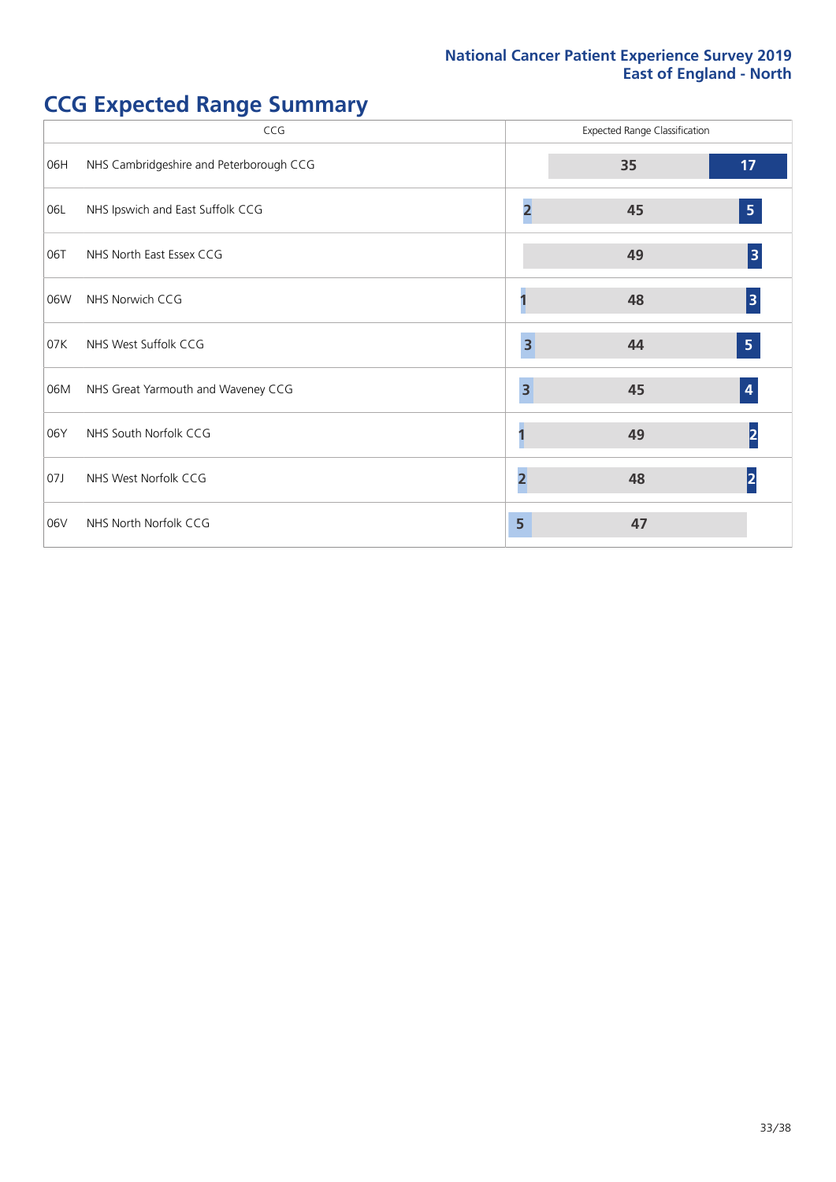# CCG Expected Range Summary

| CCG | | Expected Range Classification | | |
|---|---|---|---|---|
| | | Below | Within | Above |
| 06H | NHS Cambridgeshire and Peterborough CCG | | 35 | 17 |
| 06L | NHS Ipswich and East Suffolk CCG | 2 | 45 | 5 |
| 06T | NHS North East Essex CCG | | 49 | 3 |
| 06W | NHS Norwich CCG | 1 | 48 | 3 |
| 07K | NHS West Suffolk CCG | 3 | 44 | 5 |
| 06M | NHS Great Yarmouth and Waveney CCG | 3 | 45 | 4 |
| 06Y | NHS South Norfolk CCG | 1 | 49 | 2 |
| 07J | NHS West Norfolk CCG | 2 | 48 | 2 |
| 06V | NHS North Norfolk CCG | 5 | 47 | |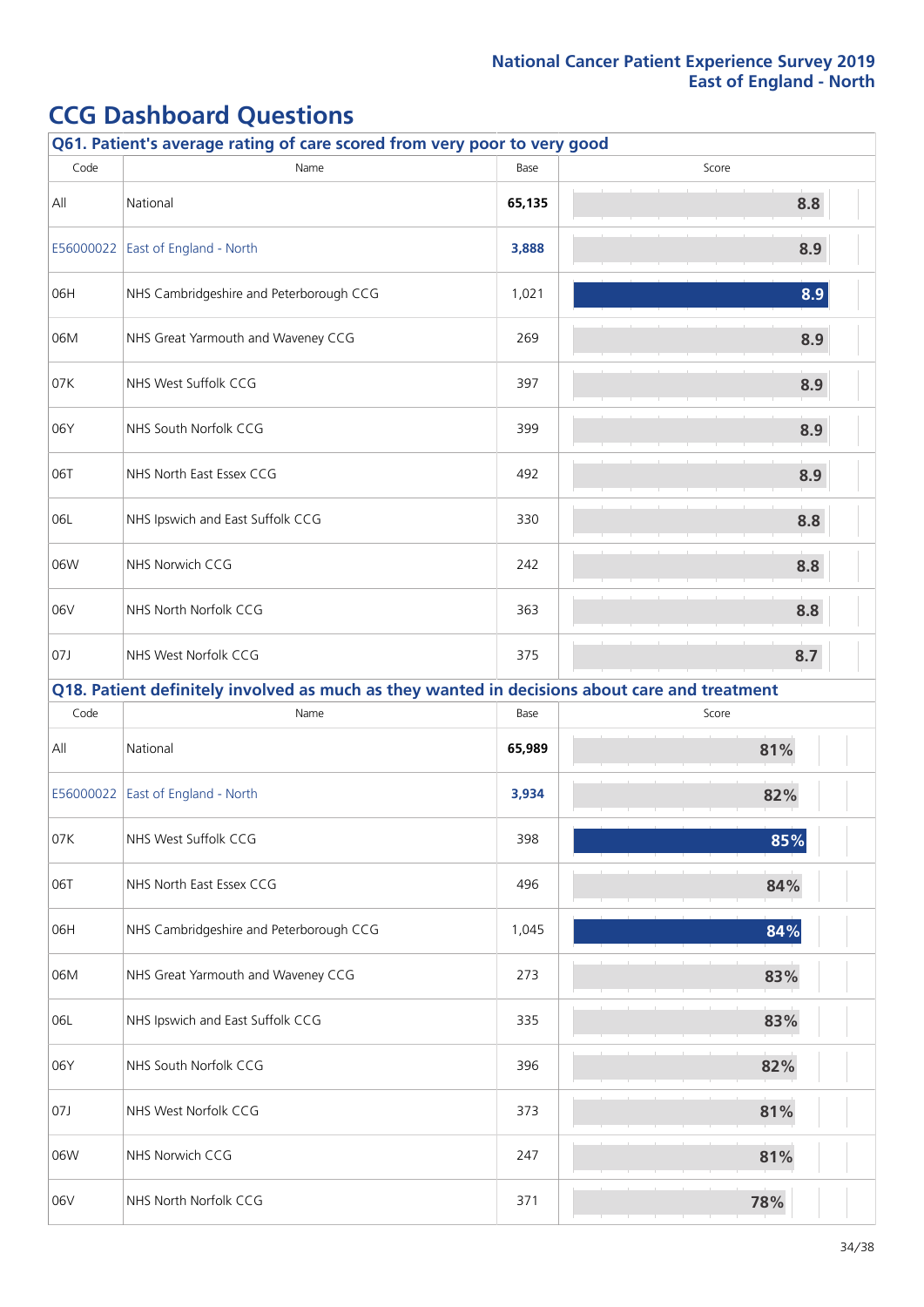# CCG Dashboard Questions

### Q61. Patient's average rating of care scored from very poor to very good

| Code | Name | Base | Score |
|---|---|---|---|
| All | National | **65,135** | 8.8 |
| E56000022 | East of England - North | **3,888** | 8.9 |
| 06H | NHS Cambridgeshire and Peterborough CCG | 1,021 | 8.9 |
| 06M | NHS Great Yarmouth and Waveney CCG | 269 | 8.9 |
| 07K | NHS West Suffolk CCG | 397 | 8.9 |
| 06Y | NHS South Norfolk CCG | 399 | 8.9 |
| 06T | NHS North East Essex CCG | 492 | 8.9 |
| 06L | NHS Ipswich and East Suffolk CCG | 330 | 8.8 |
| 06W | NHS Norwich CCG | 242 | 8.8 |
| 06V | NHS North Norfolk CCG | 363 | 8.8 |
| 07J | NHS West Norfolk CCG | 375 | 8.7 |

### Q18. Patient definitely involved as much as they wanted in decisions about care and treatment

| Code | Name | Base | Score |
|---|---|---|---|
| All | National | **65,989** | 81% |
| E56000022 | East of England - North | **3,934** | 82% |
| 07K | NHS West Suffolk CCG | 398 | 85% |
| 06T | NHS North East Essex CCG | 496 | 84% |
| 06H | NHS Cambridgeshire and Peterborough CCG | 1,045 | 84% |
| 06M | NHS Great Yarmouth and Waveney CCG | 273 | 83% |
| 06L | NHS Ipswich and East Suffolk CCG | 335 | 83% |
| 06Y | NHS South Norfolk CCG | 396 | 82% |
| 07J | NHS West Norfolk CCG | 373 | 81% |
| 06W | NHS Norwich CCG | 247 | 81% |
| 06V | NHS North Norfolk CCG | 371 | 78% |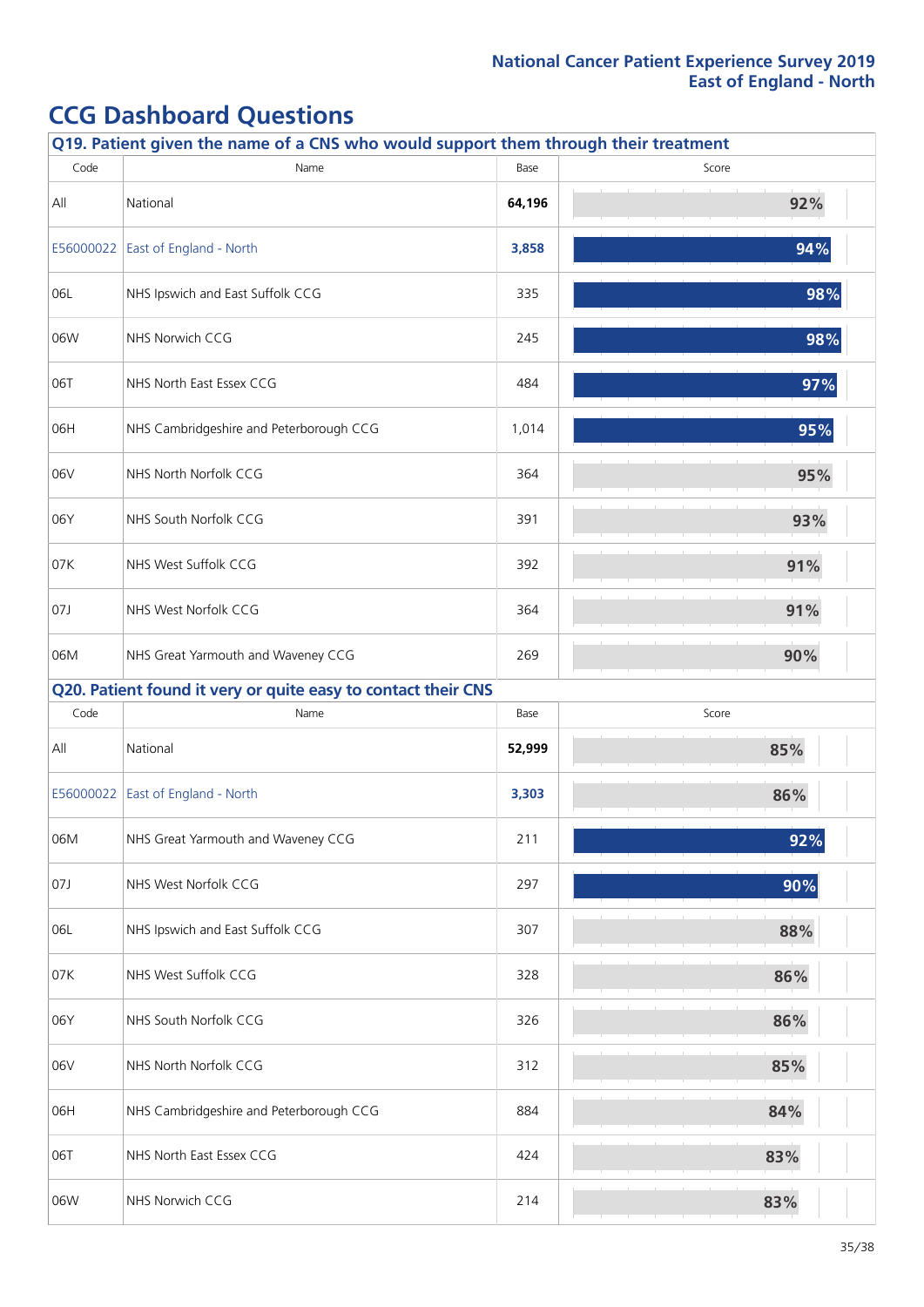## CCG Dashboard Questions

**Q19. Patient given the name of a CNS who would support them through their treatment**

| Code | Name | Base | Score |
|---|---|---|---|
| All | National | **64,196** | 92% |
| E56000022 | East of England - North | **3,858** | 94% |
| 06L | NHS Ipswich and East Suffolk CCG | 335 | 98% |
| 06W | NHS Norwich CCG | 245 | 98% |
| 06T | NHS North East Essex CCG | 484 | 97% |
| 06H | NHS Cambridgeshire and Peterborough CCG | 1,014 | 95% |
| 06V | NHS North Norfolk CCG | 364 | 95% |
| 06Y | NHS South Norfolk CCG | 391 | 93% |
| 07K | NHS West Suffolk CCG | 392 | 91% |
| 07J | NHS West Norfolk CCG | 364 | 91% |
| 06M | NHS Great Yarmouth and Waveney CCG | 269 | 90% |

**Q20. Patient found it very or quite easy to contact their CNS**

| Code | Name | Base | Score |
|---|---|---|---|
| All | National | **52,999** | 85% |
| E56000022 | East of England - North | **3,303** | 86% |
| 06M | NHS Great Yarmouth and Waveney CCG | 211 | 92% |
| 07J | NHS West Norfolk CCG | 297 | 90% |
| 06L | NHS Ipswich and East Suffolk CCG | 307 | 88% |
| 07K | NHS West Suffolk CCG | 328 | 86% |
| 06Y | NHS South Norfolk CCG | 326 | 86% |
| 06V | NHS North Norfolk CCG | 312 | 85% |
| 06H | NHS Cambridgeshire and Peterborough CCG | 884 | 84% |
| 06T | NHS North East Essex CCG | 424 | 83% |
| 06W | NHS Norwich CCG | 214 | 83% |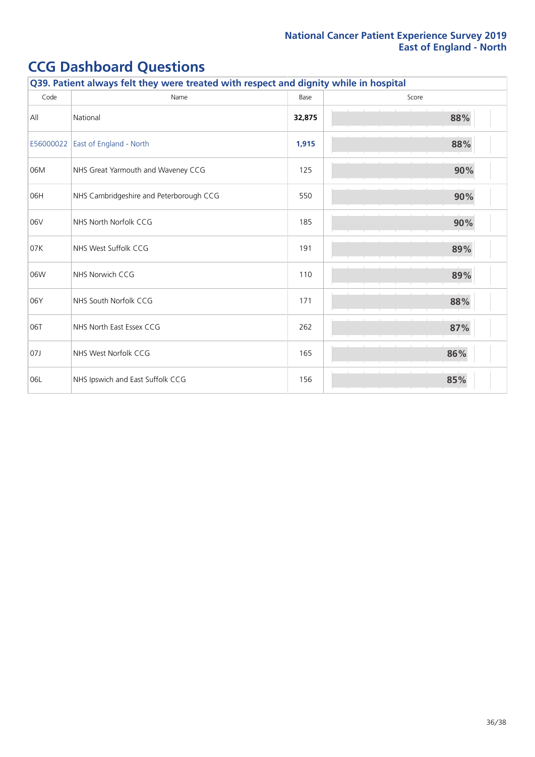# CCG Dashboard Questions

| Q39. Patient always felt they were treated with respect and dignity while in hospital | | | |
|---|---|---|---|
| Code | Name | Base | Score |
| All | National | **32,875** | **88%** |
| E56000022 | East of England - North | **1,915** | **88%** |
| 06M | NHS Great Yarmouth and Waveney CCG | 125 | **90%** |
| 06H | NHS Cambridgeshire and Peterborough CCG | 550 | **90%** |
| 06V | NHS North Norfolk CCG | 185 | **90%** |
| 07K | NHS West Suffolk CCG | 191 | **89%** |
| 06W | NHS Norwich CCG | 110 | **89%** |
| 06Y | NHS South Norfolk CCG | 171 | **88%** |
| 06T | NHS North East Essex CCG | 262 | **87%** |
| 07J | NHS West Norfolk CCG | 165 | **86%** |
| 06L | NHS Ipswich and East Suffolk CCG | 156 | **85%** |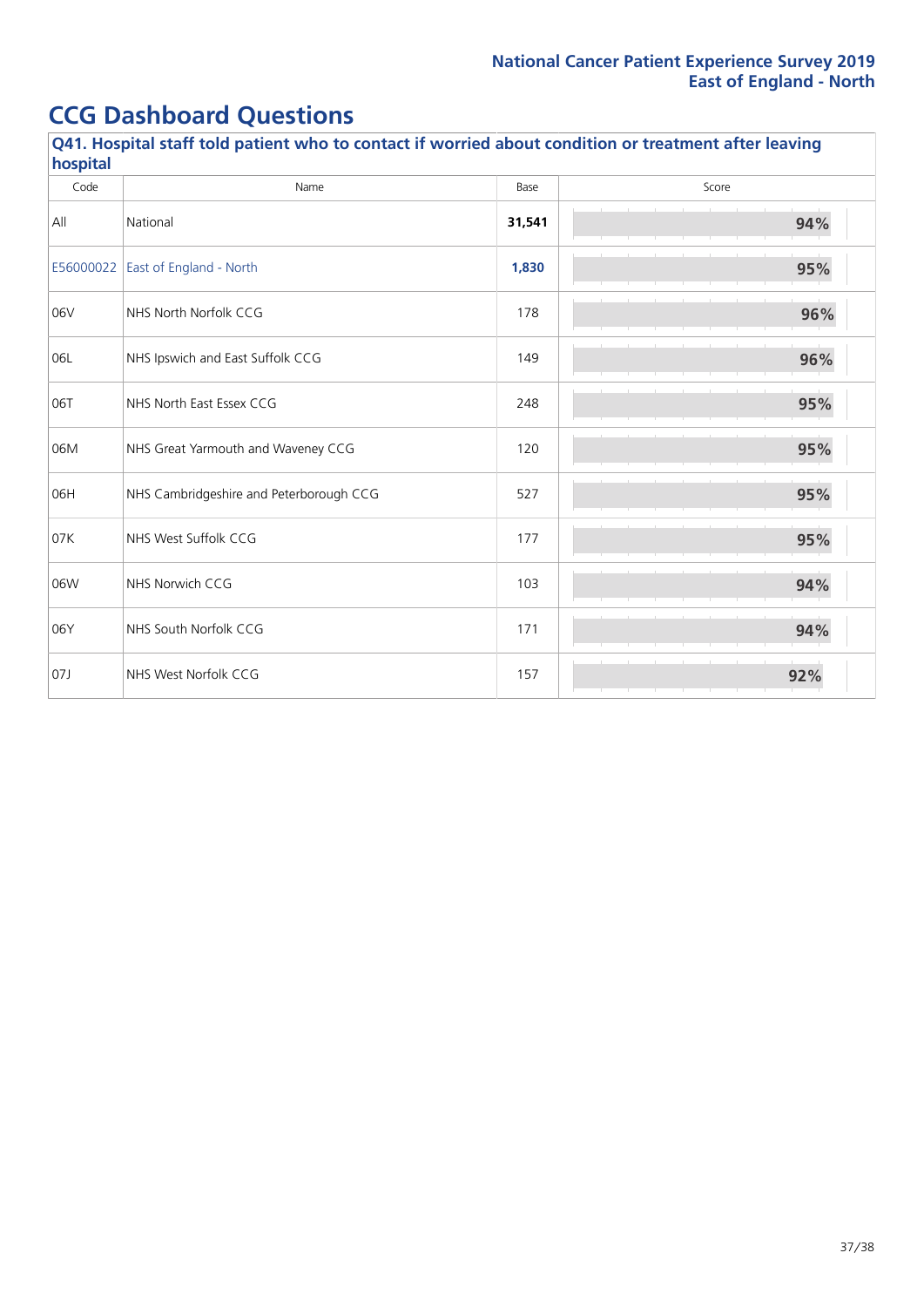## CCG Dashboard Questions

### Q41. Hospital staff told patient who to contact if worried about condition or treatment after leaving hospital

| Code | Name | Base | Score |
|---|---|---|---|
| All | National | **31,541** | 94% |
| E56000022 | East of England - North | **1,830** | 95% |
| 06V | NHS North Norfolk CCG | 178 | 96% |
| 06L | NHS Ipswich and East Suffolk CCG | 149 | 96% |
| 06T | NHS North East Essex CCG | 248 | 95% |
| 06M | NHS Great Yarmouth and Waveney CCG | 120 | 95% |
| 06H | NHS Cambridgeshire and Peterborough CCG | 527 | 95% |
| 07K | NHS West Suffolk CCG | 177 | 95% |
| 06W | NHS Norwich CCG | 103 | 94% |
| 06Y | NHS South Norfolk CCG | 171 | 94% |
| 07J | NHS West Norfolk CCG | 157 | 92% |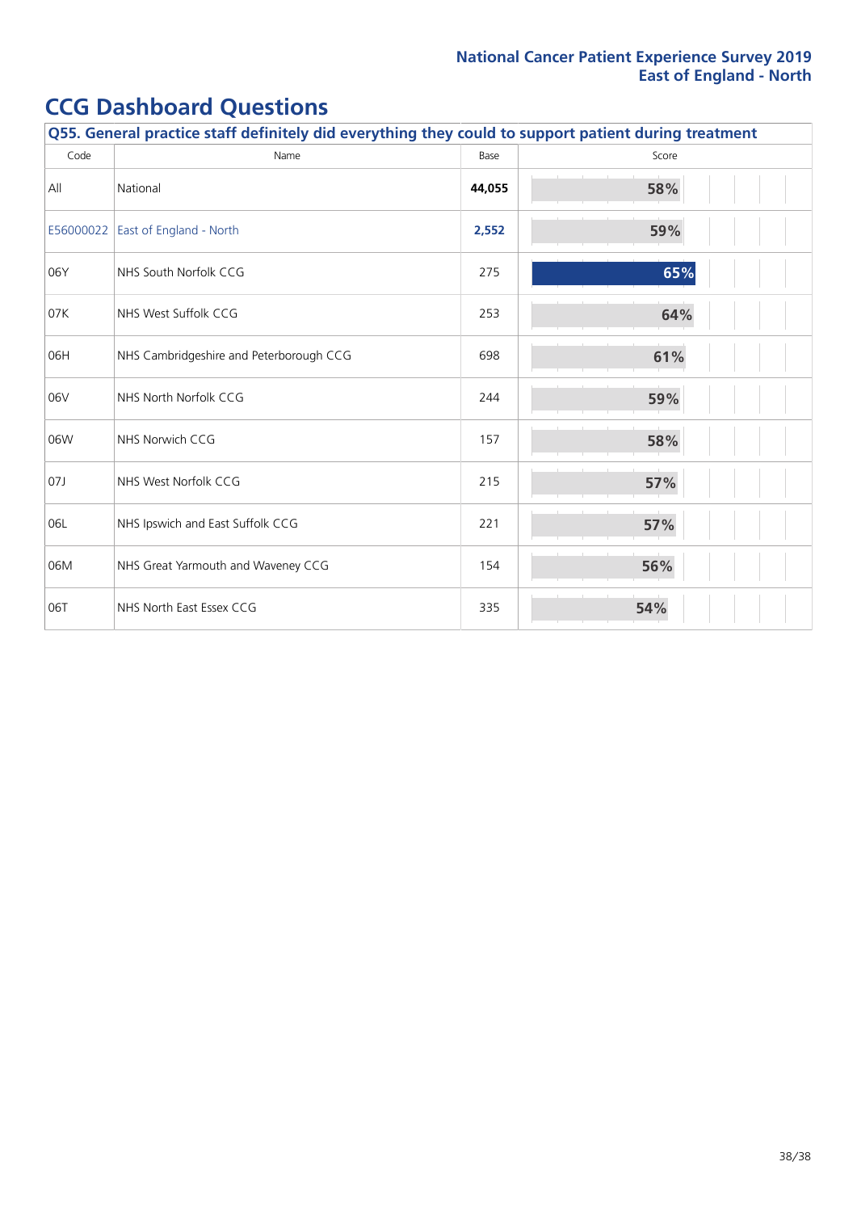# CCG Dashboard Questions

| Q55. General practice staff definitely did everything they could to support patient during treatment | | | |
|---|---|---|---|
| Code | Name | Base | Score |
| All | National | **44,055** | 58% |
| E56000022 | East of England - North | **2,552** | 59% |
| 06Y | NHS South Norfolk CCG | 275 | 65% |
| 07K | NHS West Suffolk CCG | 253 | 64% |
| 06H | NHS Cambridgeshire and Peterborough CCG | 698 | 61% |
| 06V | NHS North Norfolk CCG | 244 | 59% |
| 06W | NHS Norwich CCG | 157 | 58% |
| 07J | NHS West Norfolk CCG | 215 | 57% |
| 06L | NHS Ipswich and East Suffolk CCG | 221 | 57% |
| 06M | NHS Great Yarmouth and Waveney CCG | 154 | 56% |
| 06T | NHS North East Essex CCG | 335 | 54% |